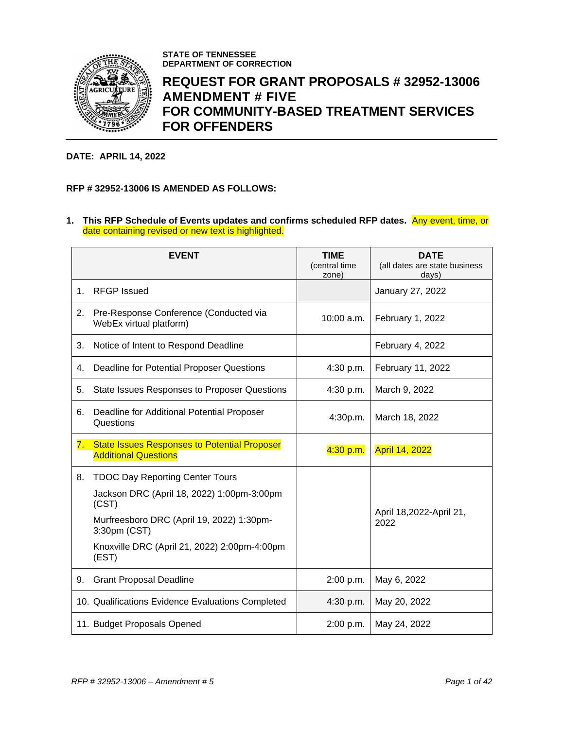**STATE OF TENNESSEE**
**DEPARTMENT OF CORRECTION**

# REQUEST FOR GRANT PROPOSALS # 32952-13006 AMENDMENT # FIVE FOR COMMUNITY-BASED TREATMENT SERVICES FOR OFFENDERS

**DATE: APRIL 14, 2022**

**RFP # 32952-13006 IS AMENDED AS FOLLOWS:**

1. **This RFP Schedule of Events updates and confirms scheduled RFP dates.** Any event, time, or date containing revised or new text is highlighted.

| EVENT | TIME (central time zone) | DATE (all dates are state business days) |
|---|---|---|
| 1. RFGP Issued | | January 27, 2022 |
| 2. Pre-Response Conference (Conducted via WebEx virtual platform) | 10:00 a.m. | February 1, 2022 |
| 3. Notice of Intent to Respond Deadline | | February 4, 2022 |
| 4. Deadline for Potential Proposer Questions | 4:30 p.m. | February 11, 2022 |
| 5. State Issues Responses to Proposer Questions | 4:30 p.m. | March 9, 2022 |
| 6. Deadline for Additional Potential Proposer Questions | 4:30p.m. | March 18, 2022 |
| 7. State Issues Responses to Potential Proposer Additional Questions | 4:30 p.m. | April 14, 2022 |
| 8. TDOC Day Reporting Center Tours<br>Jackson DRC (April 18, 2022) 1:00pm-3:00pm (CST)<br>Murfreesboro DRC (April 19, 2022) 1:30pm-3:30pm (CST)<br>Knoxville DRC (April 21, 2022) 2:00pm-4:00pm (EST) | | April 18,2022-April 21, 2022 |
| 9. Grant Proposal Deadline | 2:00 p.m. | May 6, 2022 |
| 10. Qualifications Evidence Evaluations Completed | 4:30 p.m. | May 20, 2022 |
| 11. Budget Proposals Opened | 2:00 p.m. | May 24, 2022 |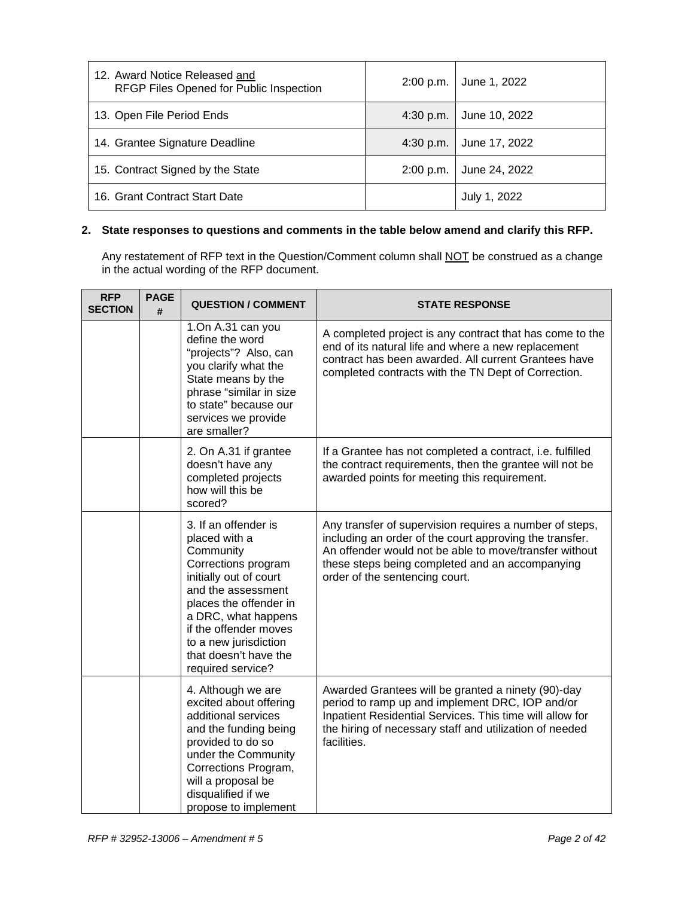| | | |
|---|---|---|
| 12. Award Notice Released and RFGP Files Opened for Public Inspection | 2:00 p.m. | June 1, 2022 |
| 13. Open File Period Ends | 4:30 p.m. | June 10, 2022 |
| 14. Grantee Signature Deadline | 4:30 p.m. | June 17, 2022 |
| 15. Contract Signed by the State | 2:00 p.m. | June 24, 2022 |
| 16. Grant Contract Start Date | | July 1, 2022 |

**2. State responses to questions and comments in the table below amend and clarify this RFP.**

Any restatement of RFP text in the Question/Comment column shall NOT be construed as a change in the actual wording of the RFP document.

| RFP SECTION | PAGE # | QUESTION / COMMENT | STATE RESPONSE |
|---|---|---|---|
| | | 1.On A.31 can you define the word "projects"? Also, can you clarify what the State means by the phrase "similar in size to state" because our services we provide are smaller? | A completed project is any contract that has come to the end of its natural life and where a new replacement contract has been awarded. All current Grantees have completed contracts with the TN Dept of Correction. |
| | | 2. On A.31 if grantee doesn't have any completed projects how will this be scored? | If a Grantee has not completed a contract, i.e. fulfilled the contract requirements, then the grantee will not be awarded points for meeting this requirement. |
| | | 3. If an offender is placed with a Community Corrections program initially out of court and the assessment places the offender in a DRC, what happens if the offender moves to a new jurisdiction that doesn't have the required service? | Any transfer of supervision requires a number of steps, including an order of the court approving the transfer. An offender would not be able to move/transfer without these steps being completed and an accompanying order of the sentencing court. |
| | | 4. Although we are excited about offering additional services and the funding being provided to do so under the Community Corrections Program, will a proposal be disqualified if we propose to implement | Awarded Grantees will be granted a ninety (90)-day period to ramp up and implement DRC, IOP and/or Inpatient Residential Services. This time will allow for the hiring of necessary staff and utilization of needed facilities. |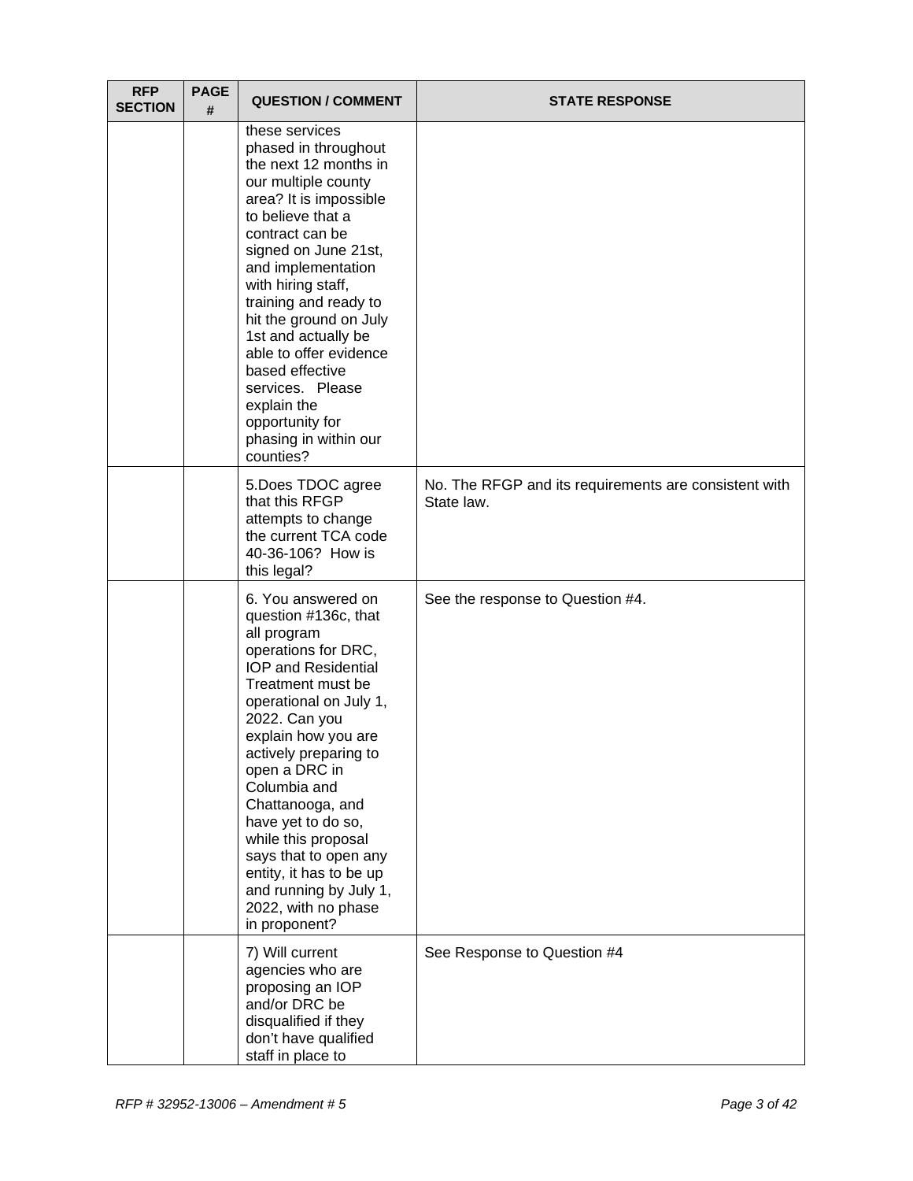| RFP SECTION | PAGE # | QUESTION / COMMENT | STATE RESPONSE |
|---|---|---|---|
| | | these services phased in throughout the next 12 months in our multiple county area? It is impossible to believe that a contract can be signed on June 21st, and implementation with hiring staff, training and ready to hit the ground on July 1st and actually be able to offer evidence based effective services. Please explain the opportunity for phasing in within our counties? | |
| | | 5.Does TDOC agree that this RFGP attempts to change the current TCA code 40-36-106? How is this legal? | No. The RFGP and its requirements are consistent with State law. |
| | | 6. You answered on question #136c, that all program operations for DRC, IOP and Residential Treatment must be operational on July 1, 2022. Can you explain how you are actively preparing to open a DRC in Columbia and Chattanooga, and have yet to do so, while this proposal says that to open any entity, it has to be up and running by July 1, 2022, with no phase in proponent? | See the response to Question #4. |
| | | 7) Will current agencies who are proposing an IOP and/or DRC be disqualified if they don't have qualified staff in place to | See Response to Question #4 |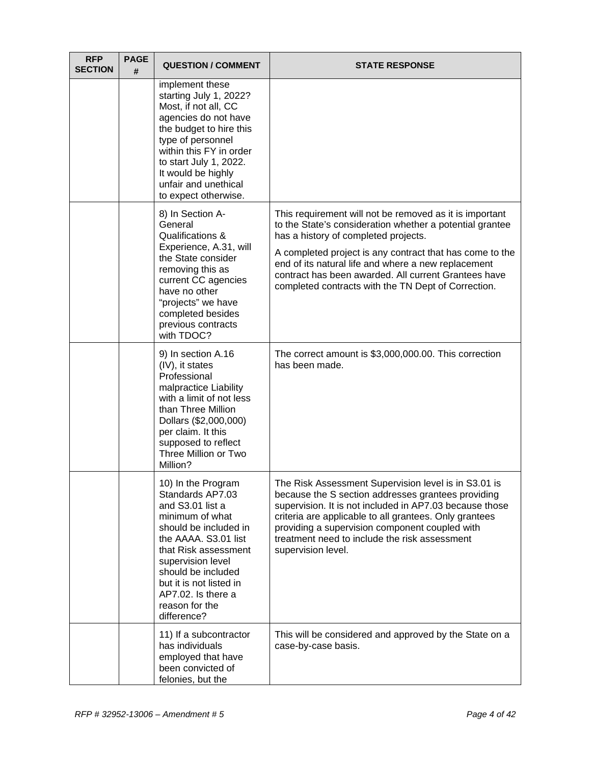| RFP SECTION | PAGE # | QUESTION / COMMENT | STATE RESPONSE |
|---|---|---|---|
| | | implement these starting July 1, 2022? Most, if not all, CC agencies do not have the budget to hire this type of personnel within this FY in order to start July 1, 2022. It would be highly unfair and unethical to expect otherwise. | |
| | | 8) In Section A- General Qualifications & Experience, A.31, will the State consider removing this as current CC agencies have no other "projects" we have completed besides previous contracts with TDOC? | This requirement will not be removed as it is important to the State's consideration whether a potential grantee has a history of completed projects.<br><br>A completed project is any contract that has come to the end of its natural life and where a new replacement contract has been awarded. All current Grantees have completed contracts with the TN Dept of Correction. |
| | | 9) In section A.16 (IV), it states Professional malpractice Liability with a limit of not less than Three Million Dollars ($2,000,000) per claim. It this supposed to reflect Three Million or Two Million? | The correct amount is $3,000,000.00. This correction has been made. |
| | | 10) In the Program Standards AP7.03 and S3.01 list a minimum of what should be included in the AAAA. S3.01 list that Risk assessment supervision level should be included but it is not listed in AP7.02. Is there a reason for the difference? | The Risk Assessment Supervision level is in S3.01 is because the S section addresses grantees providing supervision. It is not included in AP7.03 because those criteria are applicable to all grantees. Only grantees providing a supervision component coupled with treatment need to include the risk assessment supervision level. |
| | | 11) If a subcontractor has individuals employed that have been convicted of felonies, but the | This will be considered and approved by the State on a case-by-case basis. |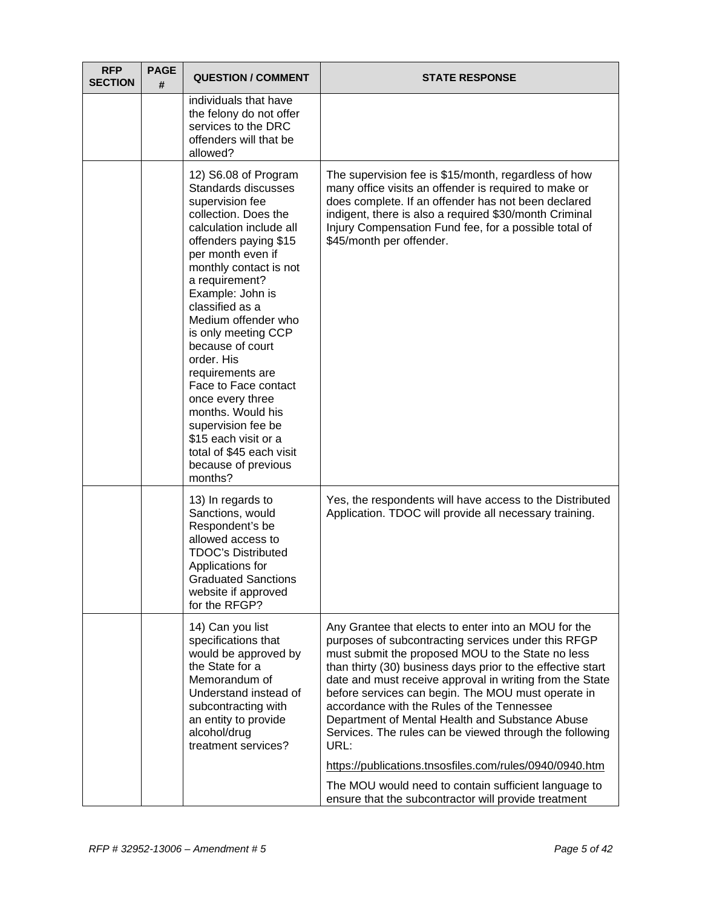| RFP SECTION | PAGE # | QUESTION / COMMENT | STATE RESPONSE |
|---|---|---|---|
| | | individuals that have the felony do not offer services to the DRC offenders will that be allowed? | |
| | | 12) S6.08 of Program Standards discusses supervision fee collection. Does the calculation include all offenders paying $15 per month even if monthly contact is not a requirement? Example: John is classified as a Medium offender who is only meeting CCP because of court order. His requirements are Face to Face contact once every three months. Would his supervision fee be $15 each visit or a total of $45 each visit because of previous months? | The supervision fee is $15/month, regardless of how many office visits an offender is required to make or does complete. If an offender has not been declared indigent, there is also a required $30/month Criminal Injury Compensation Fund fee, for a possible total of $45/month per offender. |
| | | 13) In regards to Sanctions, would Respondent's be allowed access to TDOC's Distributed Applications for Graduated Sanctions website if approved for the RFGP? | Yes, the respondents will have access to the Distributed Application. TDOC will provide all necessary training. |
| | | 14) Can you list specifications that would be approved by the State for a Memorandum of Understand instead of subcontracting with an entity to provide alcohol/drug treatment services? | Any Grantee that elects to enter into an MOU for the purposes of subcontracting services under this RFGP must submit the proposed MOU to the State no less than thirty (30) business days prior to the effective start date and must receive approval in writing from the State before services can begin. The MOU must operate in accordance with the Rules of the Tennessee Department of Mental Health and Substance Abuse Services. The rules can be viewed through the following URL:<br><br>https://publications.tnsosfiles.com/rules/0940/0940.htm<br><br>The MOU would need to contain sufficient language to ensure that the subcontractor will provide treatment |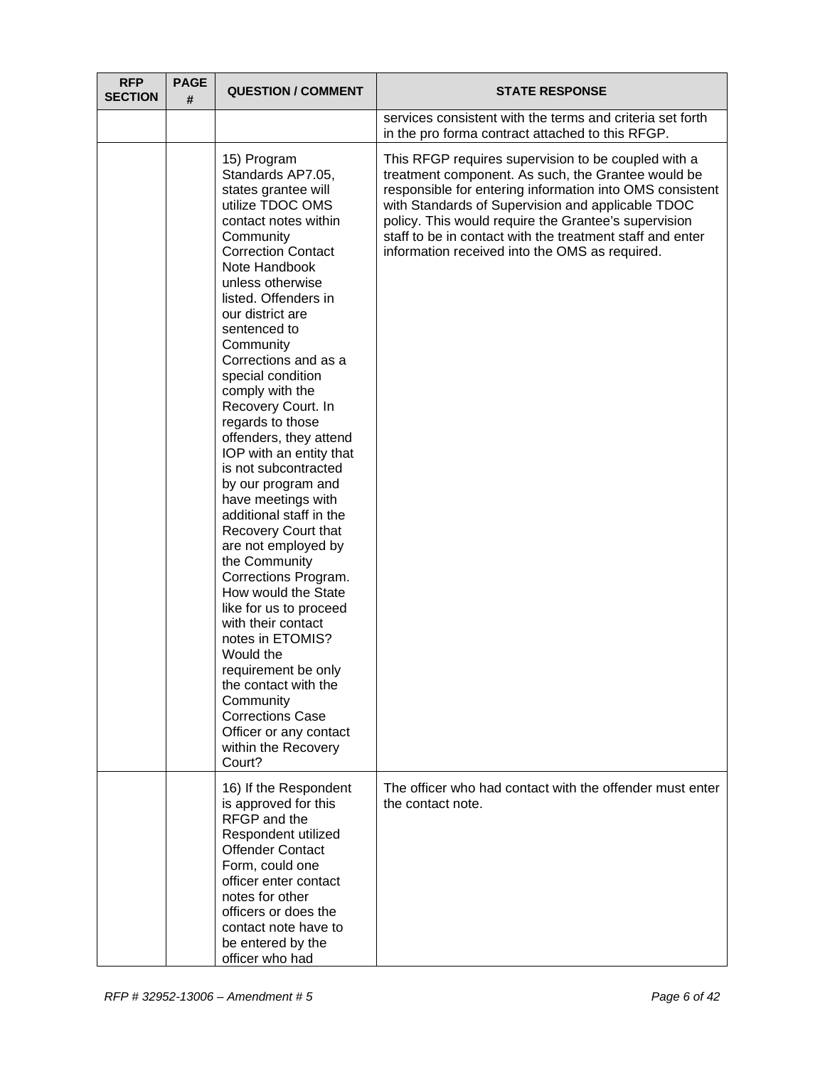| RFP SECTION | PAGE # | QUESTION / COMMENT | STATE RESPONSE |
|---|---|---|---|
| | | | services consistent with the terms and criteria set forth in the pro forma contract attached to this RFGP. |
| | | 15) Program Standards AP7.05, states grantee will utilize TDOC OMS contact notes within Community Correction Contact Note Handbook unless otherwise listed. Offenders in our district are sentenced to Community Corrections and as a special condition comply with the Recovery Court. In regards to those offenders, they attend IOP with an entity that is not subcontracted by our program and have meetings with additional staff in the Recovery Court that are not employed by the Community Corrections Program. How would the State like for us to proceed with their contact notes in ETOMIS? Would the requirement be only the contact with the Community Corrections Case Officer or any contact within the Recovery Court? | This RFGP requires supervision to be coupled with a treatment component. As such, the Grantee would be responsible for entering information into OMS consistent with Standards of Supervision and applicable TDOC policy. This would require the Grantee's supervision staff to be in contact with the treatment staff and enter information received into the OMS as required. |
| | | 16) If the Respondent is approved for this RFGP and the Respondent utilized Offender Contact Form, could one officer enter contact notes for other officers or does the contact note have to be entered by the officer who had | The officer who had contact with the offender must enter the contact note. |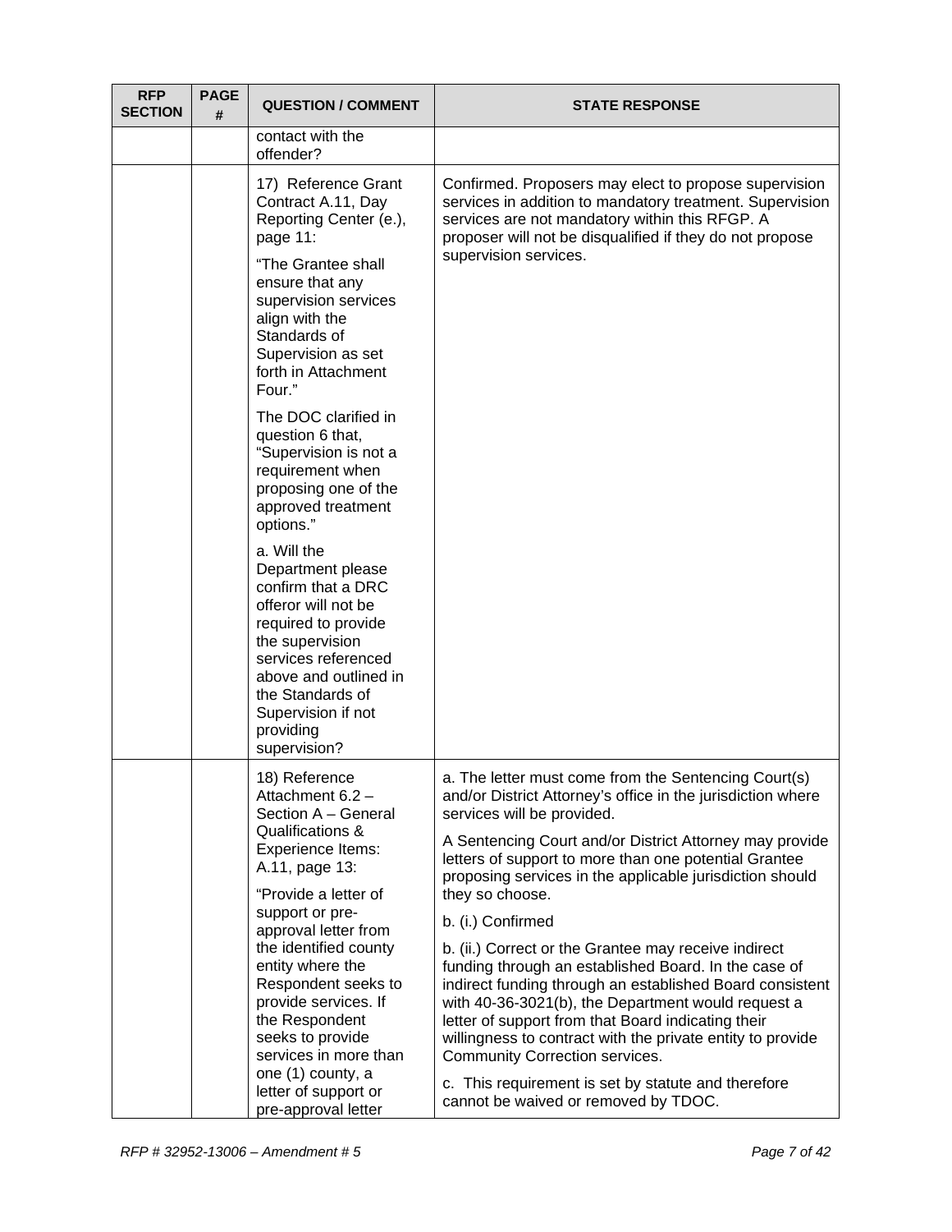| RFP SECTION | PAGE # | QUESTION / COMMENT | STATE RESPONSE |
|---|---|---|---|
| | | contact with the offender? | |
| | | 17) Reference Grant Contract A.11, Day Reporting Center (e.), page 11:<br><br>"The Grantee shall ensure that any supervision services align with the Standards of Supervision as set forth in Attachment Four."<br><br>The DOC clarified in question 6 that, "Supervision is not a requirement when proposing one of the approved treatment options."<br><br>a. Will the Department please confirm that a DRC offeror will not be required to provide the supervision services referenced above and outlined in the Standards of Supervision if not providing supervision? | Confirmed. Proposers may elect to propose supervision services in addition to mandatory treatment. Supervision services are not mandatory within this RFGP. A proposer will not be disqualified if they do not propose supervision services. |
| | | 18) Reference Attachment 6.2 – Section A – General Qualifications & Experience Items: A.11, page 13:<br><br>"Provide a letter of support or pre-approval letter from the identified county entity where the Respondent seeks to provide services. If the Respondent seeks to provide services in more than one (1) county, a letter of support or pre-approval letter | a. The letter must come from the Sentencing Court(s) and/or District Attorney's office in the jurisdiction where services will be provided.<br><br>A Sentencing Court and/or District Attorney may provide letters of support to more than one potential Grantee proposing services in the applicable jurisdiction should they so choose.<br><br>b. (i.) Confirmed<br><br>b. (ii.) Correct or the Grantee may receive indirect funding through an established Board. In the case of indirect funding through an established Board consistent with 40-36-3021(b), the Department would request a letter of support from that Board indicating their willingness to contract with the private entity to provide Community Correction services.<br><br>c. This requirement is set by statute and therefore cannot be waived or removed by TDOC. |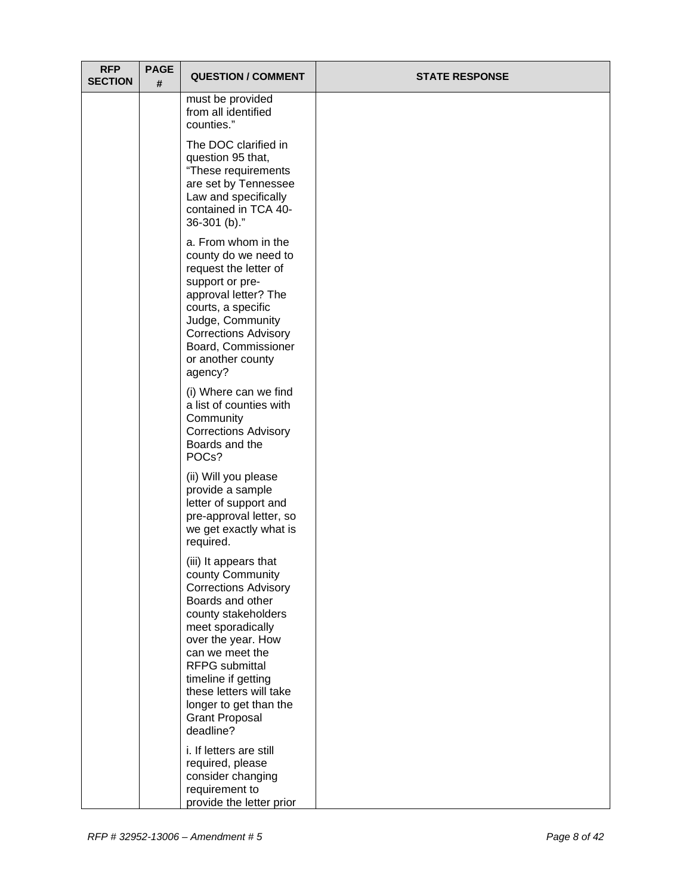| RFP SECTION | PAGE # | QUESTION / COMMENT | STATE RESPONSE |
|---|---|---|---|
| | | must be provided from all identified counties."<br><br>The DOC clarified in question 95 that, "These requirements are set by Tennessee Law and specifically contained in TCA 40-36-301 (b)."<br><br>a. From whom in the county do we need to request the letter of support or pre-approval letter? The courts, a specific Judge, Community Corrections Advisory Board, Commissioner or another county agency?<br><br>(i) Where can we find a list of counties with Community Corrections Advisory Boards and the POCs?<br><br>(ii) Will you please provide a sample letter of support and pre-approval letter, so we get exactly what is required.<br><br>(iii) It appears that county Community Corrections Advisory Boards and other county stakeholders meet sporadically over the year. How can we meet the RFPG submittal timeline if getting these letters will take longer to get than the Grant Proposal deadline?<br><br>i. If letters are still required, please consider changing requirement to provide the letter prior | |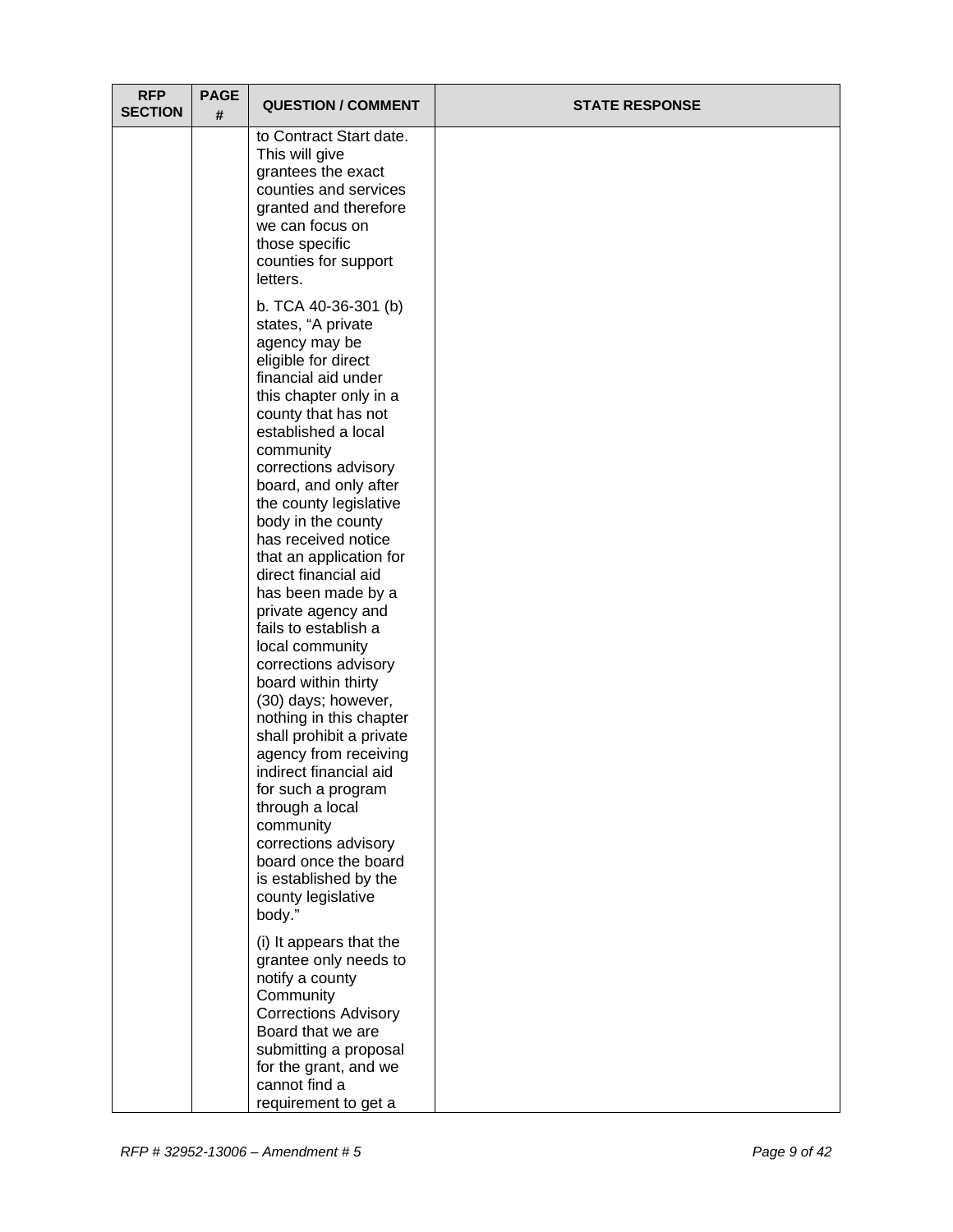| RFP SECTION | PAGE # | QUESTION / COMMENT | STATE RESPONSE |
|---|---|---|---|
| | | to Contract Start date. This will give grantees the exact counties and services granted and therefore we can focus on those specific counties for support letters.<br><br>b. TCA 40-36-301 (b) states, "A private agency may be eligible for direct financial aid under this chapter only in a county that has not established a local community corrections advisory board, and only after the county legislative body in the county has received notice that an application for direct financial aid has been made by a private agency and fails to establish a local community corrections advisory board within thirty (30) days; however, nothing in this chapter shall prohibit a private agency from receiving indirect financial aid for such a program through a local community corrections advisory board once the board is established by the county legislative body."<br><br>(i) It appears that the grantee only needs to notify a county Community Corrections Advisory Board that we are submitting a proposal for the grant, and we cannot find a requirement to get a | |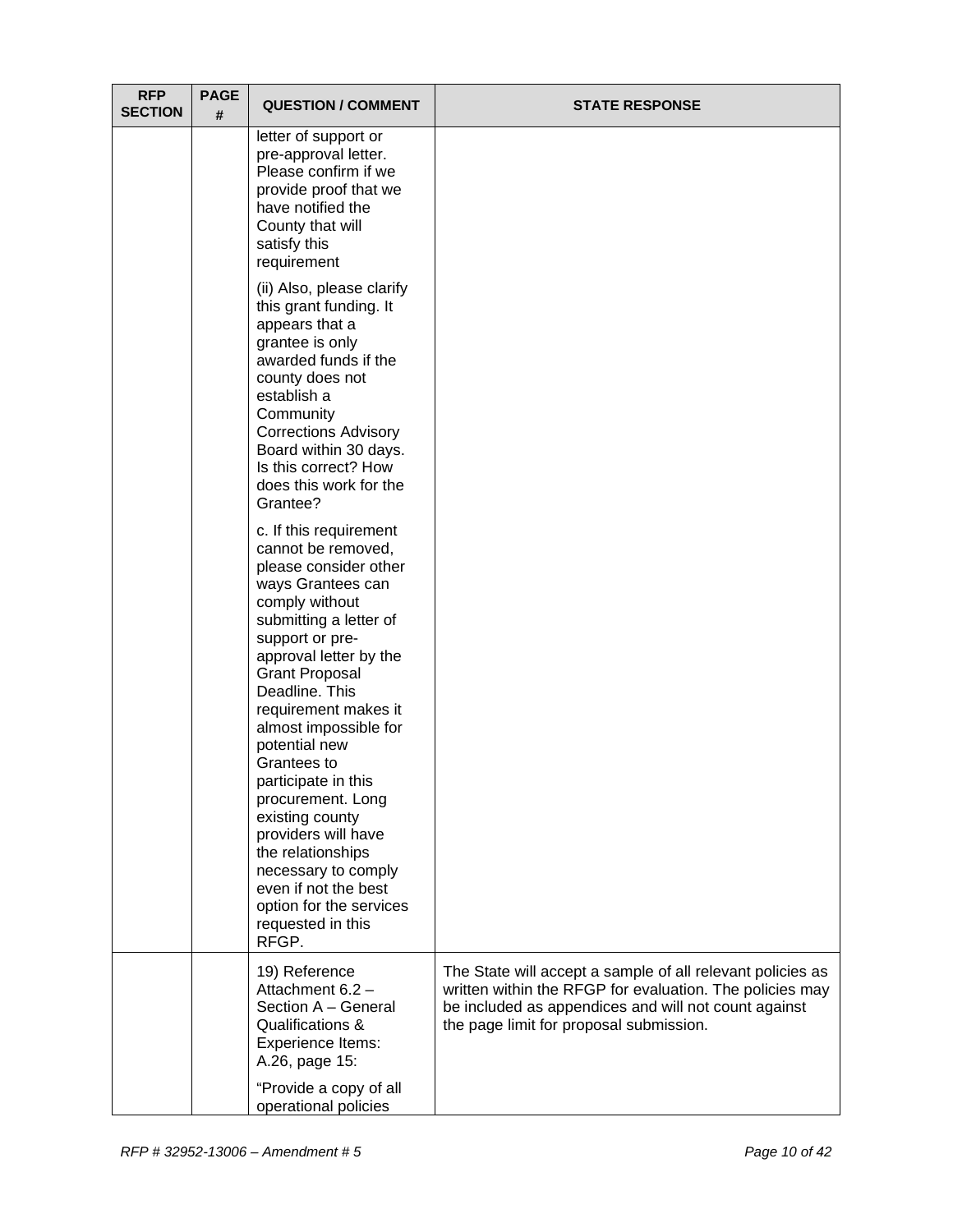| RFP SECTION | PAGE # | QUESTION / COMMENT | STATE RESPONSE |
|---|---|---|---|
| | | letter of support or pre-approval letter. Please confirm if we provide proof that we have notified the County that will satisfy this requirement<br><br>(ii) Also, please clarify this grant funding. It appears that a grantee is only awarded funds if the county does not establish a Community Corrections Advisory Board within 30 days. Is this correct? How does this work for the Grantee?<br><br>c. If this requirement cannot be removed, please consider other ways Grantees can comply without submitting a letter of support or pre-approval letter by the Grant Proposal Deadline. This requirement makes it almost impossible for potential new Grantees to participate in this procurement. Long existing county providers will have the relationships necessary to comply even if not the best option for the services requested in this RFGP. | |
| | | 19) Reference Attachment 6.2 – Section A – General Qualifications & Experience Items: A.26, page 15:<br><br>"Provide a copy of all operational policies | The State will accept a sample of all relevant policies as written within the RFGP for evaluation. The policies may be included as appendices and will not count against the page limit for proposal submission. |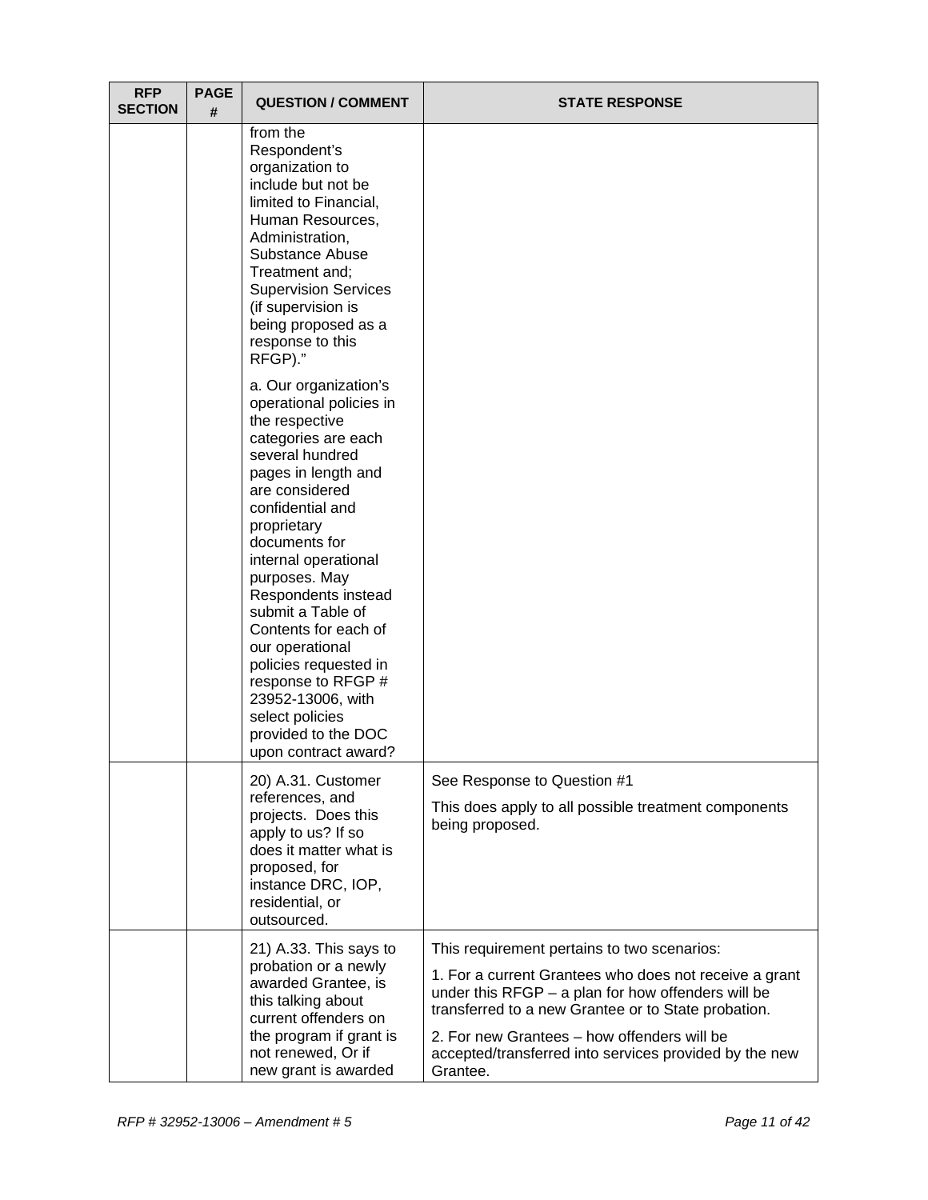| RFP SECTION | PAGE # | QUESTION / COMMENT | STATE RESPONSE |
|---|---|---|---|
| | | from the Respondent's organization to include but not be limited to Financial, Human Resources, Administration, Substance Abuse Treatment and; Supervision Services (if supervision is being proposed as a response to this RFGP)."<br><br>a. Our organization's operational policies in the respective categories are each several hundred pages in length and are considered confidential and proprietary documents for internal operational purposes. May Respondents instead submit a Table of Contents for each of our operational policies requested in response to RFGP # 23952-13006, with select policies provided to the DOC upon contract award? | |
| | | 20) A.31. Customer references, and projects. Does this apply to us? If so does it matter what is proposed, for instance DRC, IOP, residential, or outsourced. | See Response to Question #1<br><br>This does apply to all possible treatment components being proposed. |
| | | 21) A.33. This says to probation or a newly awarded Grantee, is this talking about current offenders on the program if grant is not renewed, Or if new grant is awarded | This requirement pertains to two scenarios:<br><br>1. For a current Grantees who does not receive a grant under this RFGP – a plan for how offenders will be transferred to a new Grantee or to State probation.<br><br>2. For new Grantees – how offenders will be accepted/transferred into services provided by the new Grantee. |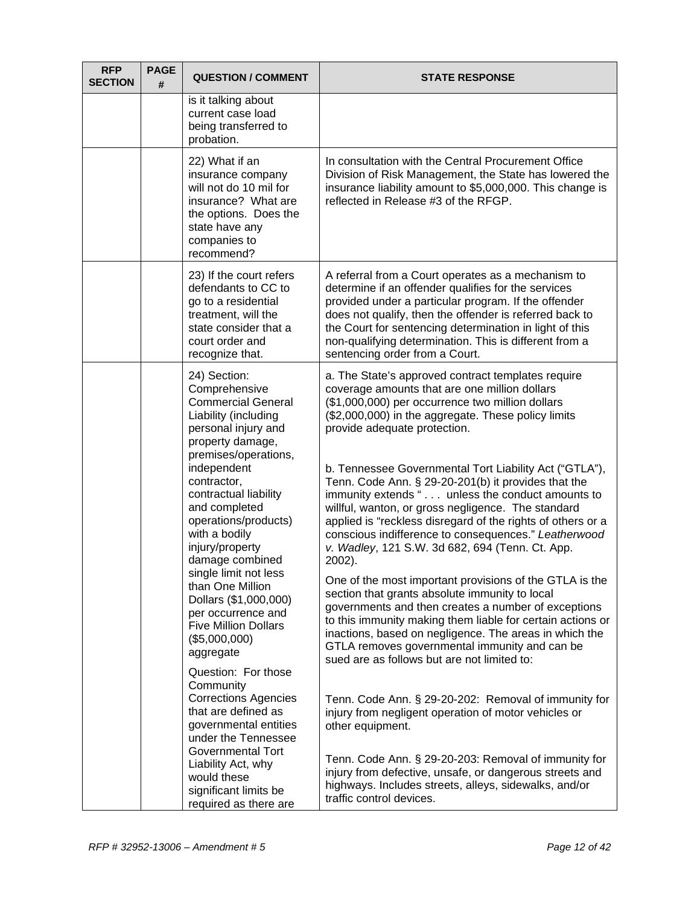| RFP SECTION | PAGE # | QUESTION / COMMENT | STATE RESPONSE |
|---|---|---|---|
| | | is it talking about current case load being transferred to probation. | |
| | | 22) What if an insurance company will not do 10 mil for insurance? What are the options. Does the state have any companies to recommend? | In consultation with the Central Procurement Office Division of Risk Management, the State has lowered the insurance liability amount to $5,000,000. This change is reflected in Release #3 of the RFGP. |
| | | 23) If the court refers defendants to CC to go to a residential treatment, will the state consider that a court order and recognize that. | A referral from a Court operates as a mechanism to determine if an offender qualifies for the services provided under a particular program. If the offender does not qualify, then the offender is referred back to the Court for sentencing determination in light of this non-qualifying determination. This is different from a sentencing order from a Court. |
| | | 24) Section: Comprehensive Commercial General Liability (including personal injury and property damage, premises/operations, independent contractor, contractual liability and completed operations/products) with a bodily injury/property damage combined single limit not less than One Million Dollars ($1,000,000) per occurrence and Five Million Dollars ($5,000,000) aggregate<br><br>Question: For those Community Corrections Agencies that are defined as governmental entities under the Tennessee Governmental Tort Liability Act, why would these significant limits be required as there are | a. The State's approved contract templates require coverage amounts that are one million dollars ($1,000,000) per occurrence two million dollars ($2,000,000) in the aggregate. These policy limits provide adequate protection.<br><br>b. Tennessee Governmental Tort Liability Act ("GTLA"), Tenn. Code Ann. § 29-20-201(b) it provides that the immunity extends " . . . unless the conduct amounts to willful, wanton, or gross negligence. The standard applied is "reckless disregard of the rights of others or a conscious indifference to consequences." *Leatherwood v. Wadley*, 121 S.W. 3d 682, 694 (Tenn. Ct. App. 2002).<br><br>One of the most important provisions of the GTLA is the section that grants absolute immunity to local governments and then creates a number of exceptions to this immunity making them liable for certain actions or inactions, based on negligence. The areas in which the GTLA removes governmental immunity and can be sued are as follows but are not limited to:<br><br>Tenn. Code Ann. § 29-20-202: Removal of immunity for injury from negligent operation of motor vehicles or other equipment.<br><br>Tenn. Code Ann. § 29-20-203: Removal of immunity for injury from defective, unsafe, or dangerous streets and highways. Includes streets, alleys, sidewalks, and/or traffic control devices. |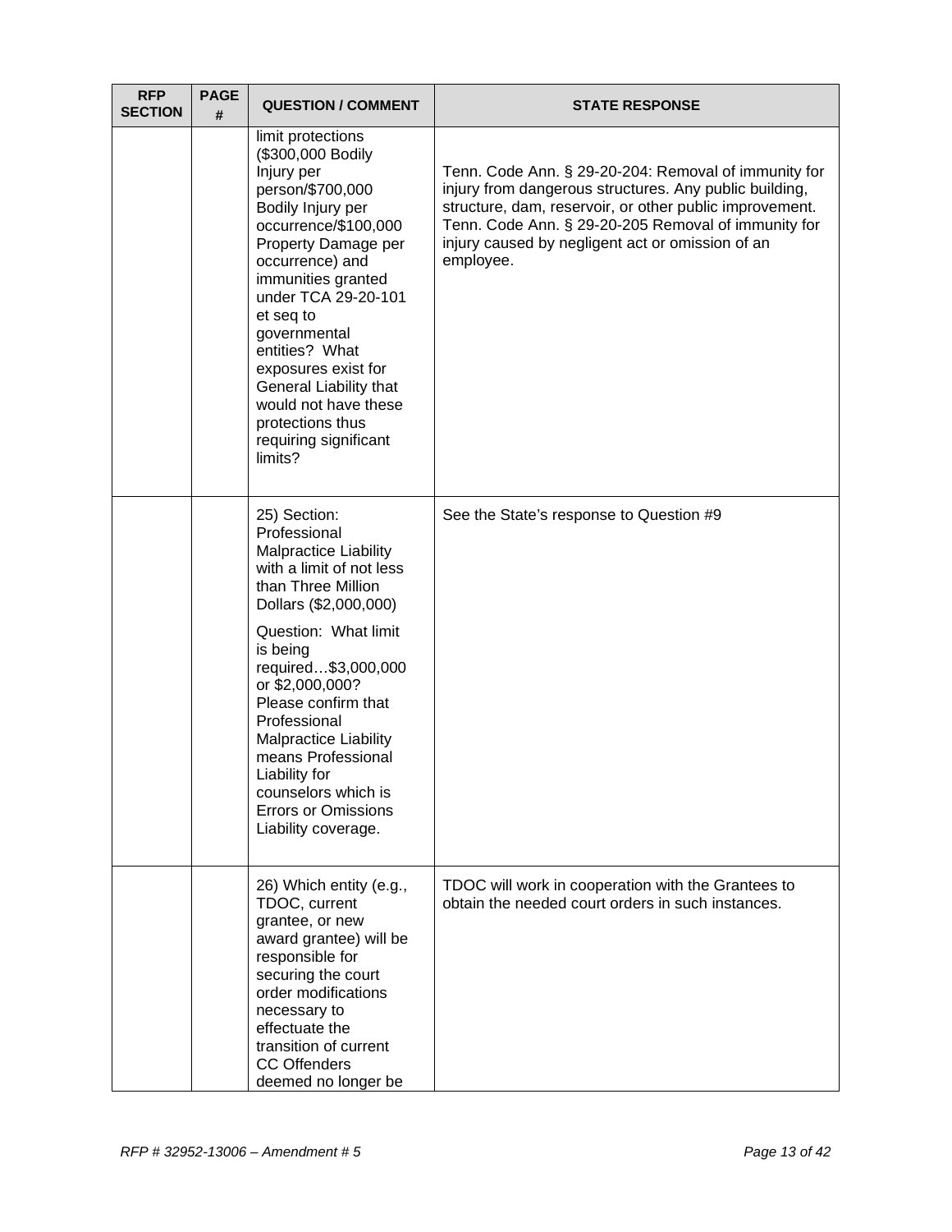| RFP SECTION | PAGE # | QUESTION / COMMENT | STATE RESPONSE |
|---|---|---|---|
| | | limit protections ($300,000 Bodily Injury per person/$700,000 Bodily Injury per occurrence/$100,000 Property Damage per occurrence) and immunities granted under TCA 29-20-101 et seq to governmental entities? What exposures exist for General Liability that would not have these protections thus requiring significant limits? | Tenn. Code Ann. § 29-20-204: Removal of immunity for injury from dangerous structures. Any public building, structure, dam, reservoir, or other public improvement. Tenn. Code Ann. § 29-20-205 Removal of immunity for injury caused by negligent act or omission of an employee. |
| | | 25) Section: Professional Malpractice Liability with a limit of not less than Three Million Dollars ($2,000,000)<br><br>Question: What limit is being required…$3,000,000 or $2,000,000? Please confirm that Professional Malpractice Liability means Professional Liability for counselors which is Errors or Omissions Liability coverage. | See the State's response to Question #9 |
| | | 26) Which entity (e.g., TDOC, current grantee, or new award grantee) will be responsible for securing the court order modifications necessary to effectuate the transition of current CC Offenders deemed no longer be | TDOC will work in cooperation with the Grantees to obtain the needed court orders in such instances. |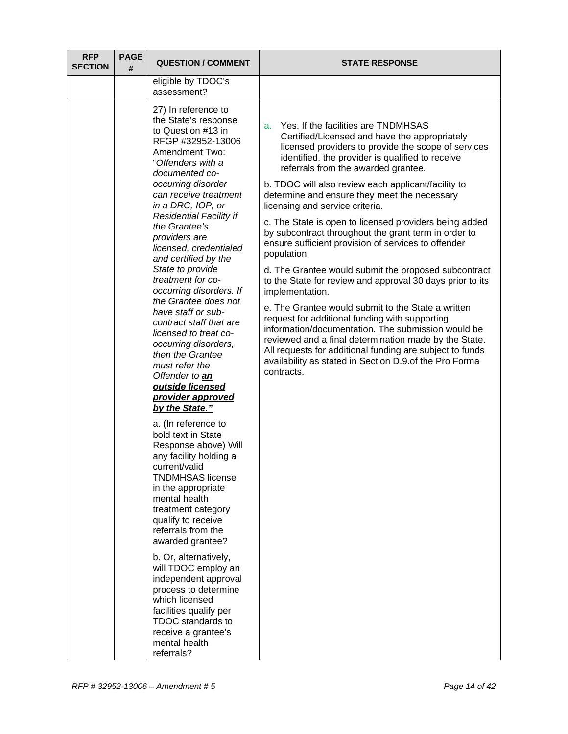| RFP SECTION | PAGE # | QUESTION / COMMENT | STATE RESPONSE |
|---|---|---|---|
| | | eligible by TDOC's assessment? | |
| | | 27) In reference to the State's response to Question #13 in RFGP #32952-13006 Amendment Two: "*Offenders with a documented co-occurring disorder can receive treatment in a DRC, IOP, or Residential Facility if the Grantee's providers are licensed, credentialed and certified by the State to provide treatment for co-occurring disorders. If the Grantee does not have staff or sub-contract staff that are licensed to treat co-occurring disorders, then the Grantee must refer the Offender to **an outside licensed provider approved by the State.**"*<br><br>a. (In reference to bold text in State Response above) Will any facility holding a current/valid TNDMHSAS license in the appropriate mental health treatment category qualify to receive referrals from the awarded grantee?<br><br>b. Or, alternatively, will TDOC employ an independent approval process to determine which licensed facilities qualify per TDOC standards to receive a grantee's mental health referrals? | a. Yes. If the facilities are TNDMHSAS Certified/Licensed and have the appropriately licensed providers to provide the scope of services identified, the provider is qualified to receive referrals from the awarded grantee.<br><br>b. TDOC will also review each applicant/facility to determine and ensure they meet the necessary licensing and service criteria.<br><br>c. The State is open to licensed providers being added by subcontract throughout the grant term in order to ensure sufficient provision of services to offender population.<br><br>d. The Grantee would submit the proposed subcontract to the State for review and approval 30 days prior to its implementation.<br><br>e. The Grantee would submit to the State a written request for additional funding with supporting information/documentation. The submission would be reviewed and a final determination made by the State. All requests for additional funding are subject to funds availability as stated in Section D.9.of the Pro Forma contracts. |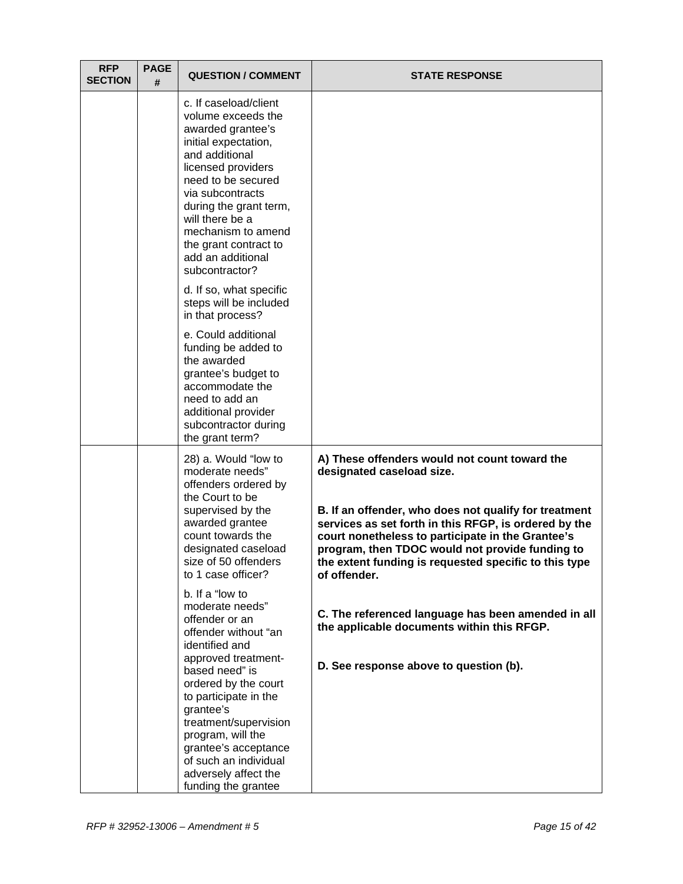| RFP SECTION | PAGE # | QUESTION / COMMENT | STATE RESPONSE |
|---|---|---|---|
| | | c. If caseload/client volume exceeds the awarded grantee's initial expectation, and additional licensed providers need to be secured via subcontracts during the grant term, will there be a mechanism to amend the grant contract to add an additional subcontractor?<br><br>d. If so, what specific steps will be included in that process?<br><br>e. Could additional funding be added to the awarded grantee's budget to accommodate the need to add an additional provider subcontractor during the grant term? | |
| | | 28) a. Would "low to moderate needs" offenders ordered by the Court to be supervised by the awarded grantee count towards the designated caseload size of 50 offenders to 1 case officer?<br><br>b. If a "low to moderate needs" offender or an offender without "an identified and approved treatment-based need" is ordered by the court to participate in the grantee's treatment/supervision program, will the grantee's acceptance of such an individual adversely affect the funding the grantee | **A) These offenders would not count toward the designated caseload size.**<br><br>**B. If an offender, who does not qualify for treatment services as set forth in this RFGP, is ordered by the court nonetheless to participate in the Grantee's program, then TDOC would not provide funding to the extent funding is requested specific to this type of offender.**<br><br>**C. The referenced language has been amended in all the applicable documents within this RFGP.**<br><br>**D. See response above to question (b).** |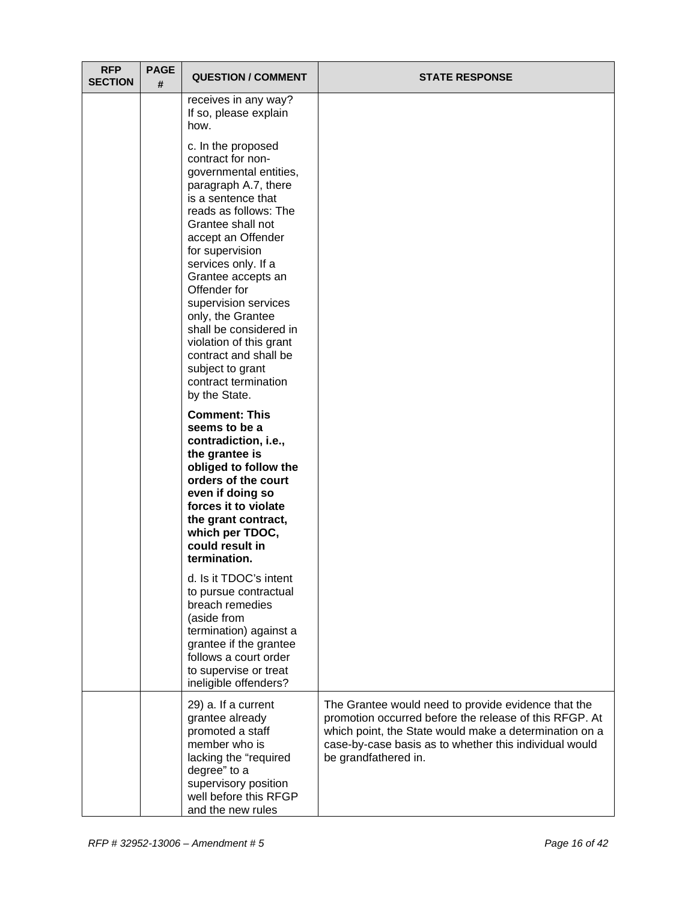| RFP SECTION | PAGE # | QUESTION / COMMENT | STATE RESPONSE |
|---|---|---|---|
| | | receives in any way? If so, please explain how.<br><br>c. In the proposed contract for non-governmental entities, paragraph A.7, there is a sentence that reads as follows: The Grantee shall not accept an Offender for supervision services only. If a Grantee accepts an Offender for supervision services only, the Grantee shall be considered in violation of this grant contract and shall be subject to grant contract termination by the State.<br><br>**Comment: This seems to be a contradiction, i.e., the grantee is obliged to follow the orders of the court even if doing so forces it to violate the grant contract, which per TDOC, could result in termination.**<br><br>d. Is it TDOC's intent to pursue contractual breach remedies (aside from termination) against a grantee if the grantee follows a court order to supervise or treat ineligible offenders? | |
| | | 29) a. If a current grantee already promoted a staff member who is lacking the "required degree" to a supervisory position well before this RFGP and the new rules | The Grantee would need to provide evidence that the promotion occurred before the release of this RFGP. At which point, the State would make a determination on a case-by-case basis as to whether this individual would be grandfathered in. |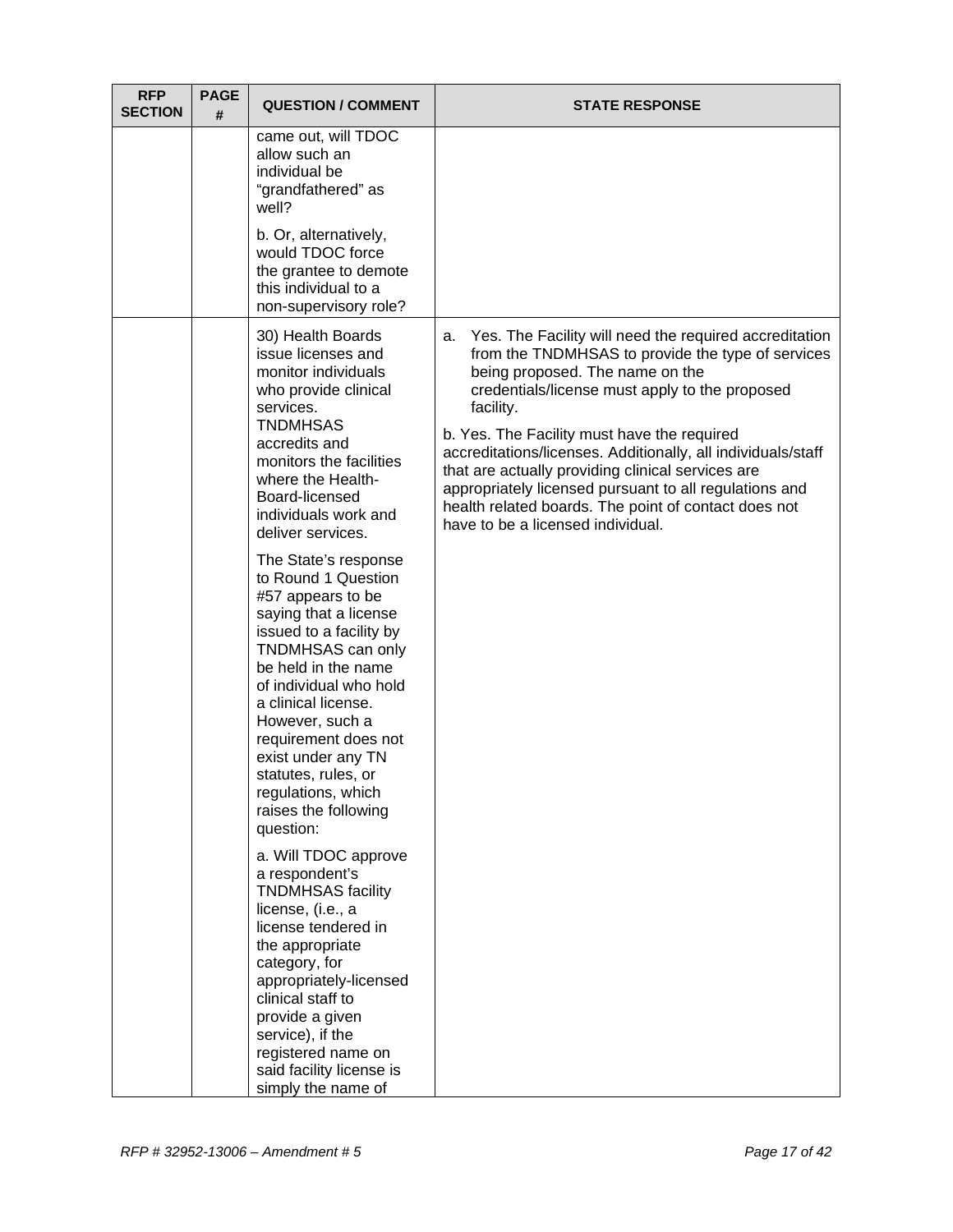| RFP SECTION | PAGE # | QUESTION / COMMENT | STATE RESPONSE |
|---|---|---|---|
| | | came out, will TDOC allow such an individual be "grandfathered" as well?<br><br>b. Or, alternatively, would TDOC force the grantee to demote this individual to a non-supervisory role? | |
| | | 30) Health Boards issue licenses and monitor individuals who provide clinical services. TNDMHSAS accredits and monitors the facilities where the Health-Board-licensed individuals work and deliver services.<br><br>The State's response to Round 1 Question #57 appears to be saying that a license issued to a facility by TNDMHSAS can only be held in the name of individual who hold a clinical license. However, such a requirement does not exist under any TN statutes, rules, or regulations, which raises the following question:<br><br>a. Will TDOC approve a respondent's TNDMHSAS facility license, (i.e., a license tendered in the appropriate category, for appropriately-licensed clinical staff to provide a given service), if the registered name on said facility license is simply the name of | a. Yes. The Facility will need the required accreditation from the TNDMHSAS to provide the type of services being proposed. The name on the credentials/license must apply to the proposed facility.<br><br>b. Yes. The Facility must have the required accreditations/licenses. Additionally, all individuals/staff that are actually providing clinical services are appropriately licensed pursuant to all regulations and health related boards. The point of contact does not have to be a licensed individual. |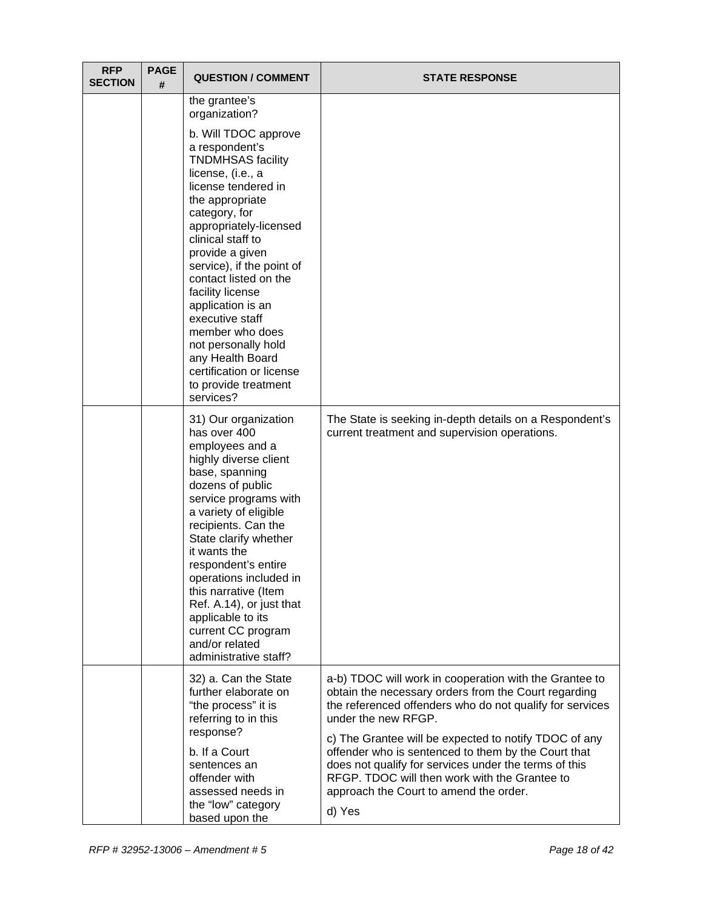| RFP SECTION | PAGE # | QUESTION / COMMENT | STATE RESPONSE |
|---|---|---|---|
| | | the grantee's organization?<br><br>b. Will TDOC approve a respondent's TNDMHSAS facility license, (i.e., a license tendered in the appropriate category, for appropriately-licensed clinical staff to provide a given service), if the point of contact listed on the facility license application is an executive staff member who does not personally hold any Health Board certification or license to provide treatment services? | |
| | | 31) Our organization has over 400 employees and a highly diverse client base, spanning dozens of public service programs with a variety of eligible recipients. Can the State clarify whether it wants the respondent's entire operations included in this narrative (Item Ref. A.14), or just that applicable to its current CC program and/or related administrative staff? | The State is seeking in-depth details on a Respondent's current treatment and supervision operations. |
| | | 32) a. Can the State further elaborate on "the process" it is referring to in this response?<br><br>b. If a Court sentences an offender with assessed needs in the "low" category based upon the | a-b) TDOC will work in cooperation with the Grantee to obtain the necessary orders from the Court regarding the referenced offenders who do not qualify for services under the new RFGP.<br><br>c) The Grantee will be expected to notify TDOC of any offender who is sentenced to them by the Court that does not qualify for services under the terms of this RFGP. TDOC will then work with the Grantee to approach the Court to amend the order.<br><br>d) Yes |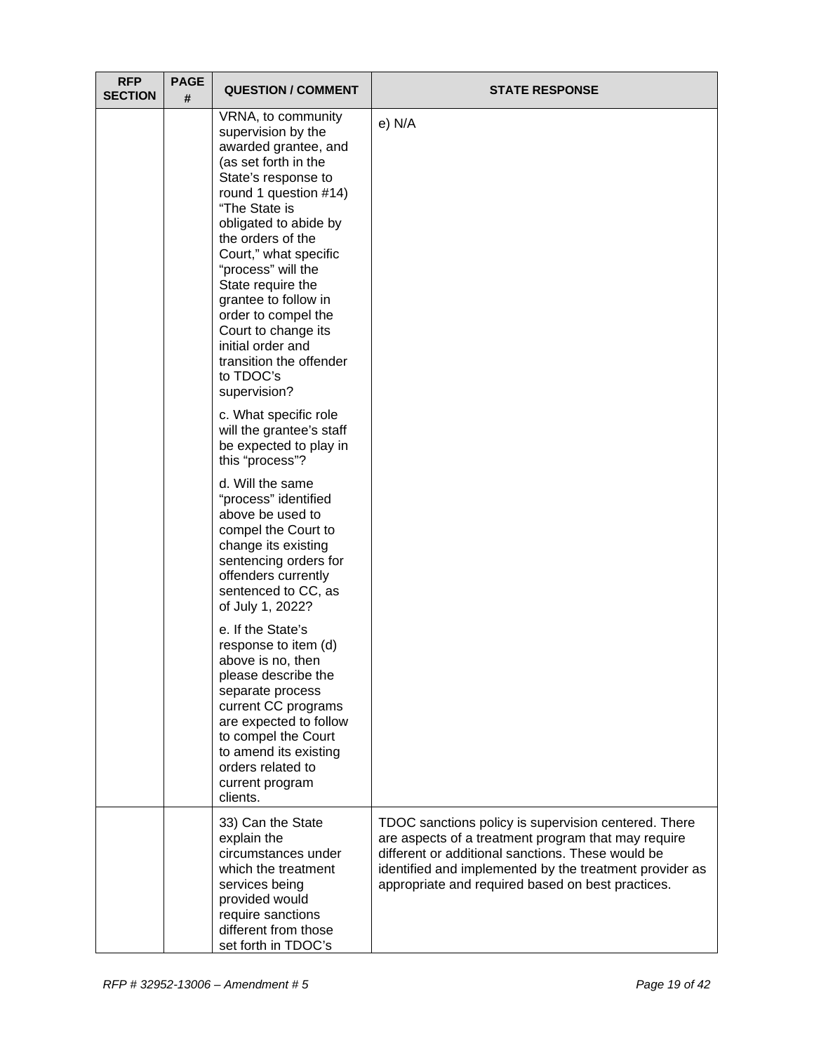| RFP SECTION | PAGE # | QUESTION / COMMENT | STATE RESPONSE |
|---|---|---|---|
| | | VRNA, to community supervision by the awarded grantee, and (as set forth in the State's response to round 1 question #14) "The State is obligated to abide by the orders of the Court," what specific "process" will the State require the grantee to follow in order to compel the Court to change its initial order and transition the offender to TDOC's supervision?<br><br>c. What specific role will the grantee's staff be expected to play in this "process"?<br><br>d. Will the same "process" identified above be used to compel the Court to change its existing sentencing orders for offenders currently sentenced to CC, as of July 1, 2022?<br><br>e. If the State's response to item (d) above is no, then please describe the separate process current CC programs are expected to follow to compel the Court to amend its existing orders related to current program clients. | e) N/A |
| | | 33) Can the State explain the circumstances under which the treatment services being provided would require sanctions different from those set forth in TDOC's | TDOC sanctions policy is supervision centered. There are aspects of a treatment program that may require different or additional sanctions. These would be identified and implemented by the treatment provider as appropriate and required based on best practices. |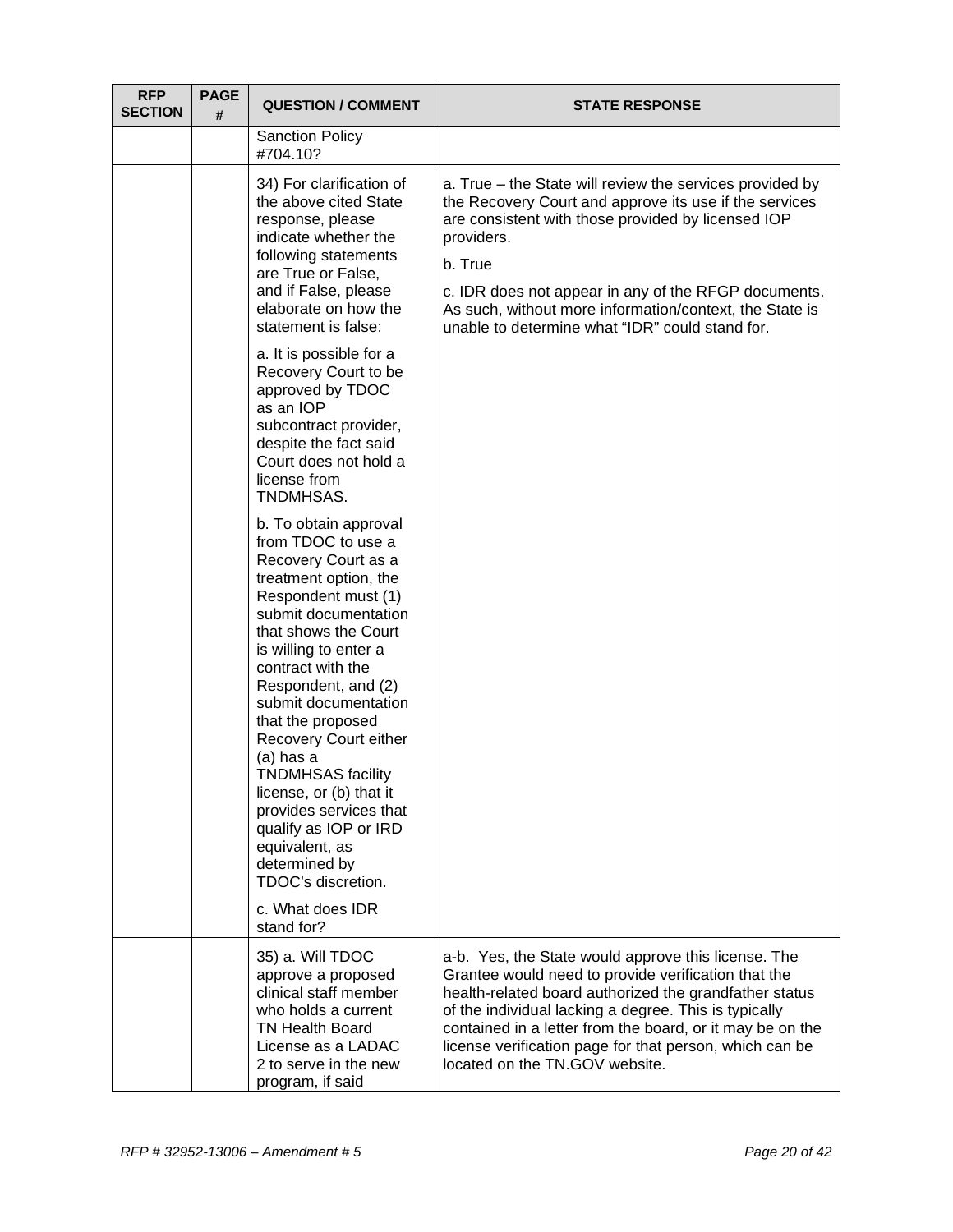| RFP SECTION | PAGE # | QUESTION / COMMENT | STATE RESPONSE |
|---|---|---|---|
| | | Sanction Policy #704.10? | |
| | | 34) For clarification of the above cited State response, please indicate whether the following statements are True or False, and if False, please elaborate on how the statement is false:<br><br>a. It is possible for a Recovery Court to be approved by TDOC as an IOP subcontract provider, despite the fact said Court does not hold a license from TNDMHSAS.<br><br>b. To obtain approval from TDOC to use a Recovery Court as a treatment option, the Respondent must (1) submit documentation that shows the Court is willing to enter a contract with the Respondent, and (2) submit documentation that the proposed Recovery Court either (a) has a TNDMHSAS facility license, or (b) that it provides services that qualify as IOP or IRD equivalent, as determined by TDOC's discretion.<br><br>c. What does IDR stand for? | a. True – the State will review the services provided by the Recovery Court and approve its use if the services are consistent with those provided by licensed IOP providers.<br><br>b. True<br><br>c. IDR does not appear in any of the RFGP documents. As such, without more information/context, the State is unable to determine what "IDR" could stand for. |
| | | 35) a. Will TDOC approve a proposed clinical staff member who holds a current TN Health Board License as a LADAC 2 to serve in the new program, if said | a-b. Yes, the State would approve this license. The Grantee would need to provide verification that the health-related board authorized the grandfather status of the individual lacking a degree. This is typically contained in a letter from the board, or it may be on the license verification page for that person, which can be located on the TN.GOV website. |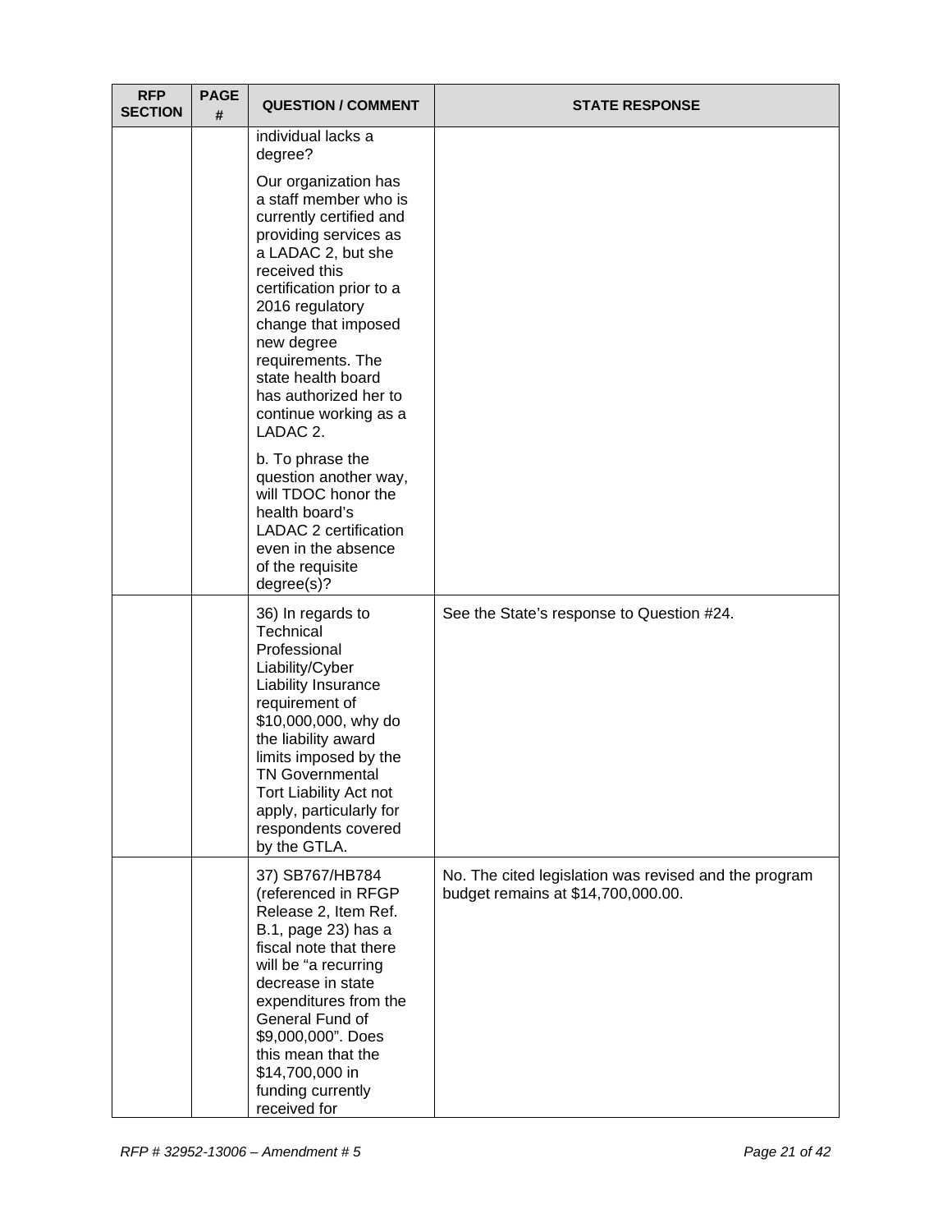| RFP SECTION | PAGE # | QUESTION / COMMENT | STATE RESPONSE |
|---|---|---|---|
| | | individual lacks a degree?<br><br>Our organization has a staff member who is currently certified and providing services as a LADAC 2, but she received this certification prior to a 2016 regulatory change that imposed new degree requirements. The state health board has authorized her to continue working as a LADAC 2.<br><br>b. To phrase the question another way, will TDOC honor the health board's LADAC 2 certification even in the absence of the requisite degree(s)? | |
| | | 36) In regards to Technical Professional Liability/Cyber Liability Insurance requirement of $10,000,000, why do the liability award limits imposed by the TN Governmental Tort Liability Act not apply, particularly for respondents covered by the GTLA. | See the State's response to Question #24. |
| | | 37) SB767/HB784 (referenced in RFGP Release 2, Item Ref. B.1, page 23) has a fiscal note that there will be "a recurring decrease in state expenditures from the General Fund of $9,000,000". Does this mean that the $14,700,000 in funding currently received for | No. The cited legislation was revised and the program budget remains at $14,700,000.00. |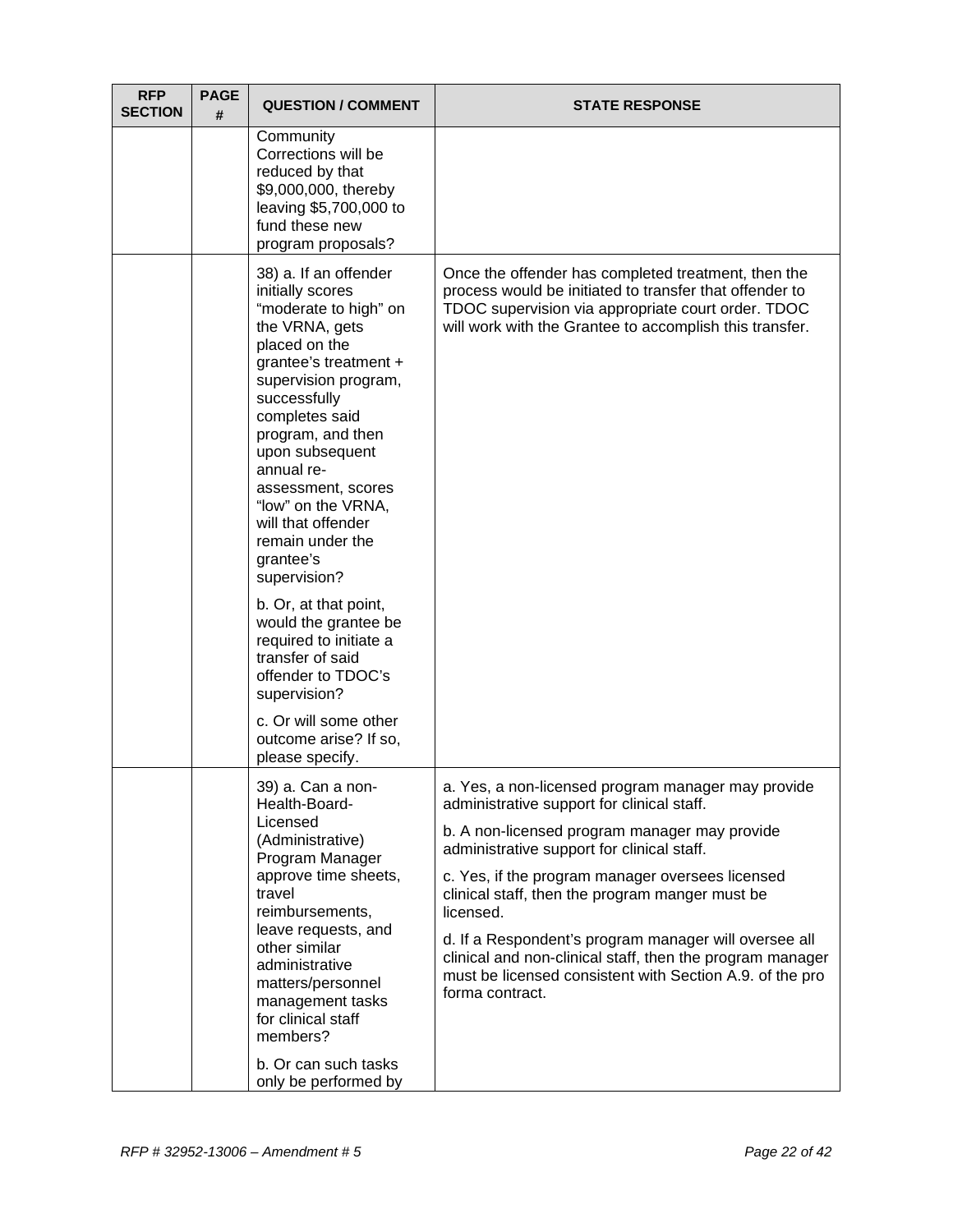| RFP SECTION | PAGE # | QUESTION / COMMENT | STATE RESPONSE |
|---|---|---|---|
| | | Community Corrections will be reduced by that $9,000,000, thereby leaving $5,700,000 to fund these new program proposals? | |
| | | 38) a. If an offender initially scores "moderate to high" on the VRNA, gets placed on the grantee's treatment + supervision program, successfully completes said program, and then upon subsequent annual re-assessment, scores "low" on the VRNA, will that offender remain under the grantee's supervision?<br><br>b. Or, at that point, would the grantee be required to initiate a transfer of said offender to TDOC's supervision?<br><br>c. Or will some other outcome arise? If so, please specify. | Once the offender has completed treatment, then the process would be initiated to transfer that offender to TDOC supervision via appropriate court order. TDOC will work with the Grantee to accomplish this transfer. |
| | | 39) a. Can a non-Health-Board-Licensed (Administrative) Program Manager approve time sheets, travel reimbursements, leave requests, and other similar administrative matters/personnel management tasks for clinical staff members?<br><br>b. Or can such tasks only be performed by | a. Yes, a non-licensed program manager may provide administrative support for clinical staff.<br><br>b. A non-licensed program manager may provide administrative support for clinical staff.<br><br>c. Yes, if the program manager oversees licensed clinical staff, then the program manger must be licensed.<br><br>d. If a Respondent's program manager will oversee all clinical and non-clinical staff, then the program manager must be licensed consistent with Section A.9. of the pro forma contract. |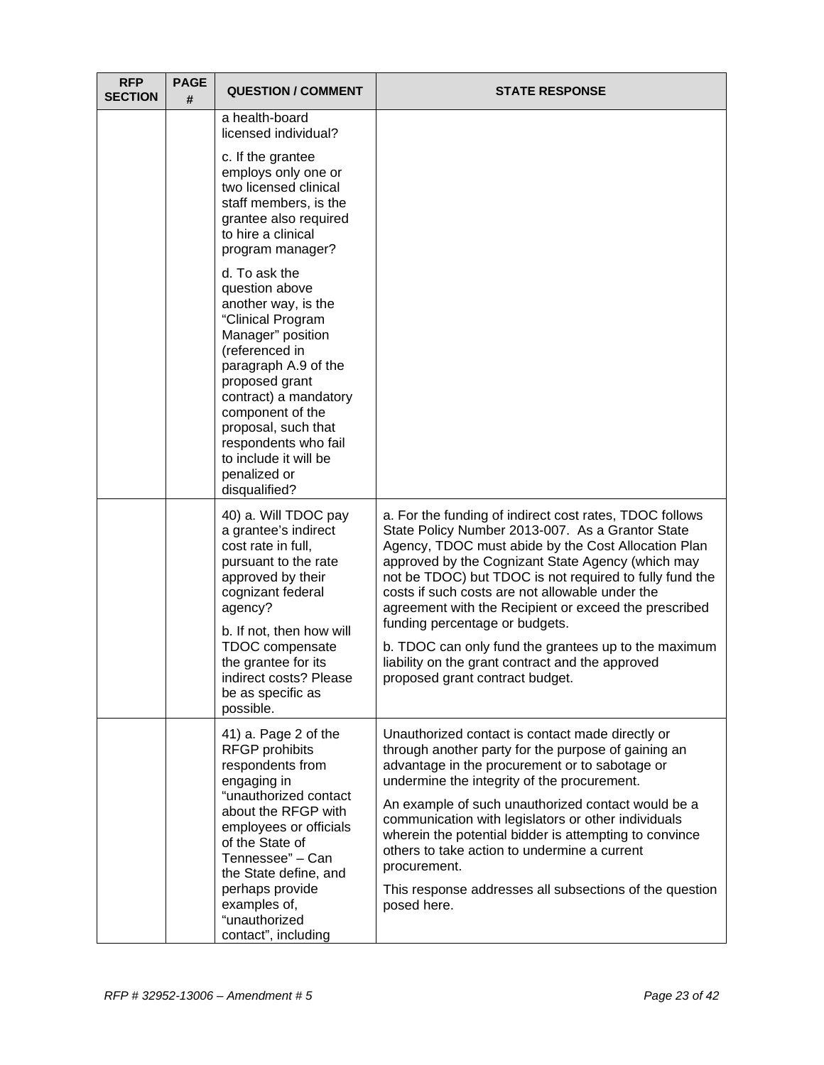| RFP SECTION | PAGE # | QUESTION / COMMENT | STATE RESPONSE |
|---|---|---|---|
| | | a health-board licensed individual?<br><br>c. If the grantee employs only one or two licensed clinical staff members, is the grantee also required to hire a clinical program manager?<br><br>d. To ask the question above another way, is the "Clinical Program Manager" position (referenced in paragraph A.9 of the proposed grant contract) a mandatory component of the proposal, such that respondents who fail to include it will be penalized or disqualified? | |
| | | 40) a. Will TDOC pay a grantee's indirect cost rate in full, pursuant to the rate approved by their cognizant federal agency?<br><br>b. If not, then how will TDOC compensate the grantee for its indirect costs? Please be as specific as possible. | a. For the funding of indirect cost rates, TDOC follows State Policy Number 2013-007. As a Grantor State Agency, TDOC must abide by the Cost Allocation Plan approved by the Cognizant State Agency (which may not be TDOC) but TDOC is not required to fully fund the costs if such costs are not allowable under the agreement with the Recipient or exceed the prescribed funding percentage or budgets.<br><br>b. TDOC can only fund the grantees up to the maximum liability on the grant contract and the approved proposed grant contract budget. |
| | | 41) a. Page 2 of the RFGP prohibits respondents from engaging in "unauthorized contact about the RFGP with employees or officials of the State of Tennessee" – Can the State define, and perhaps provide examples of, "unauthorized contact", including | Unauthorized contact is contact made directly or through another party for the purpose of gaining an advantage in the procurement or to sabotage or undermine the integrity of the procurement.<br><br>An example of such unauthorized contact would be a communication with legislators or other individuals wherein the potential bidder is attempting to convince others to take action to undermine a current procurement.<br><br>This response addresses all subsections of the question posed here. |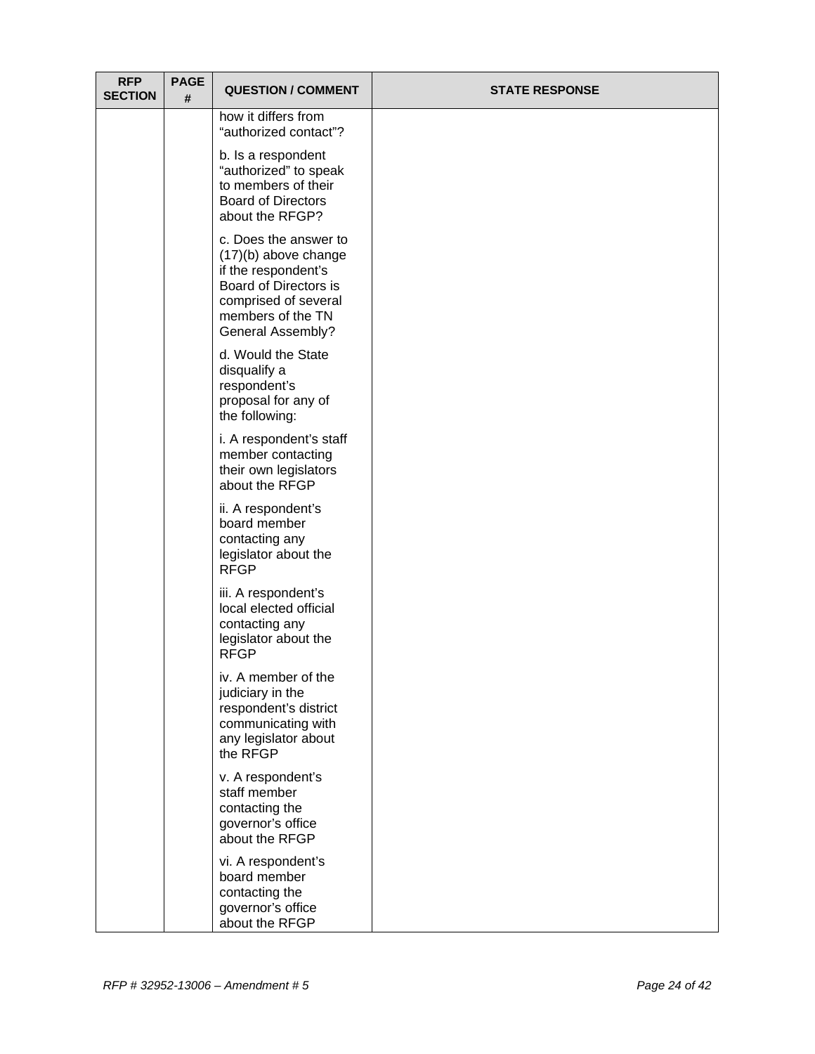| RFP SECTION | PAGE # | QUESTION / COMMENT | STATE RESPONSE |
|---|---|---|---|
| | | how it differs from "authorized contact"?<br><br>b. Is a respondent "authorized" to speak to members of their Board of Directors about the RFGP?<br><br>c. Does the answer to (17)(b) above change if the respondent's Board of Directors is comprised of several members of the TN General Assembly?<br><br>d. Would the State disqualify a respondent's proposal for any of the following:<br><br>i. A respondent's staff member contacting their own legislators about the RFGP<br><br>ii. A respondent's board member contacting any legislator about the RFGP<br><br>iii. A respondent's local elected official contacting any legislator about the RFGP<br><br>iv. A member of the judiciary in the respondent's district communicating with any legislator about the RFGP<br><br>v. A respondent's staff member contacting the governor's office about the RFGP<br><br>vi. A respondent's board member contacting the governor's office about the RFGP | |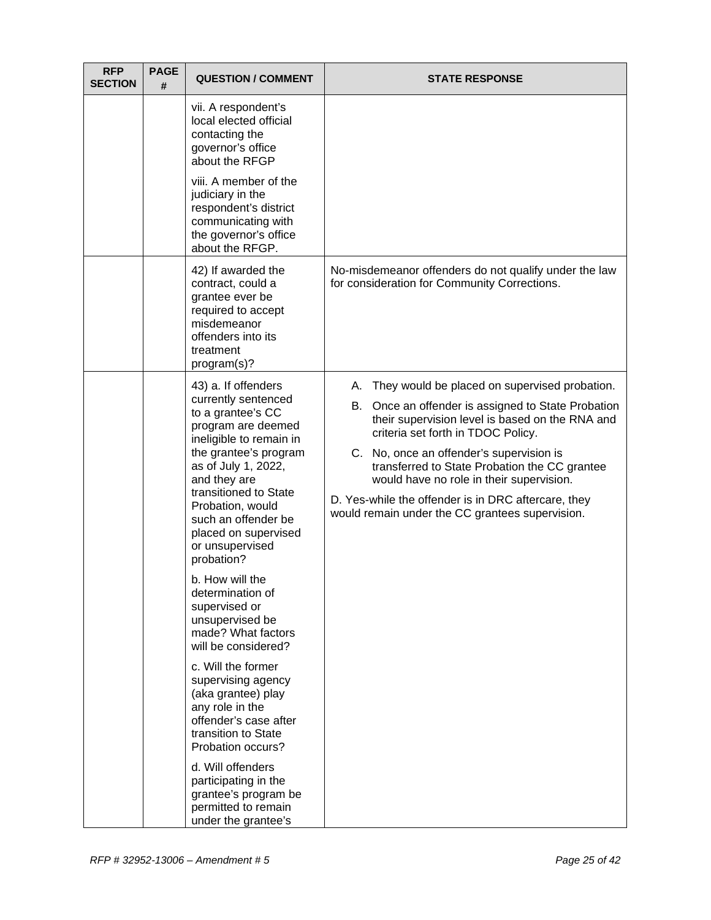| RFP SECTION | PAGE # | QUESTION / COMMENT | STATE RESPONSE |
|---|---|---|---|
| | | vii. A respondent's local elected official contacting the governor's office about the RFGP<br><br>viii. A member of the judiciary in the respondent's district communicating with the governor's office about the RFGP. | |
| | | 42) If awarded the contract, could a grantee ever be required to accept misdemeanor offenders into its treatment program(s)? | No-misdemeanor offenders do not qualify under the law for consideration for Community Corrections. |
| | | 43) a. If offenders currently sentenced to a grantee's CC program are deemed ineligible to remain in the grantee's program as of July 1, 2022, and they are transitioned to State Probation, would such an offender be placed on supervised or unsupervised probation?<br><br>b. How will the determination of supervised or unsupervised be made? What factors will be considered?<br><br>c. Will the former supervising agency (aka grantee) play any role in the offender's case after transition to State Probation occurs?<br><br>d. Will offenders participating in the grantee's program be permitted to remain under the grantee's | A. They would be placed on supervised probation.<br><br>B. Once an offender is assigned to State Probation their supervision level is based on the RNA and criteria set forth in TDOC Policy.<br><br>C. No, once an offender's supervision is transferred to State Probation the CC grantee would have no role in their supervision.<br><br>D. Yes-while the offender is in DRC aftercare, they would remain under the CC grantees supervision. |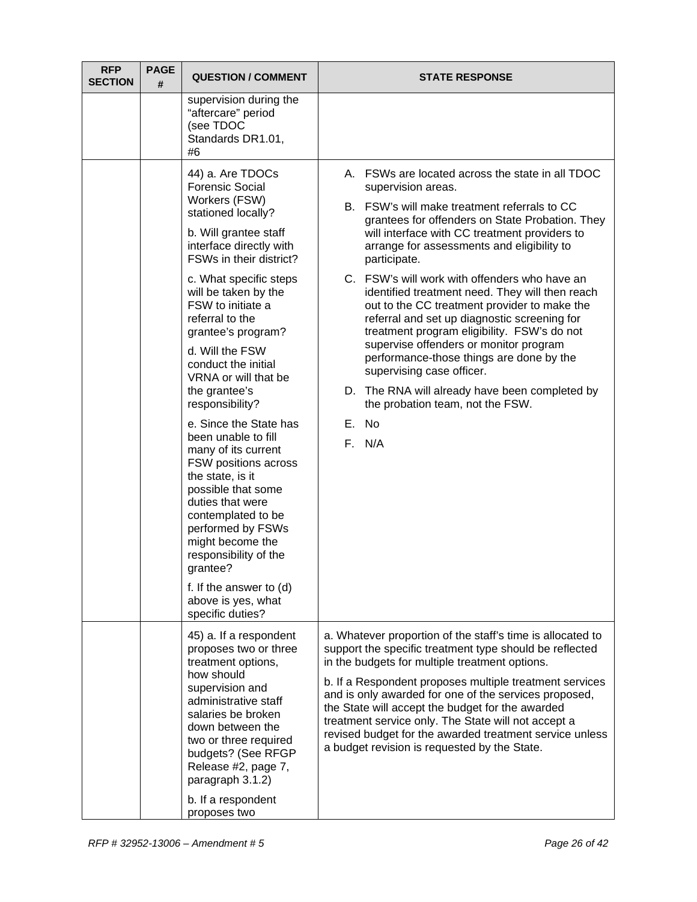| RFP SECTION | PAGE # | QUESTION / COMMENT | STATE RESPONSE |
|---|---|---|---|
| | | supervision during the "aftercare" period (see TDOC Standards DR1.01, #6 | |
| | | 44) a. Are TDOCs Forensic Social Workers (FSW) stationed locally?<br><br>b. Will grantee staff interface directly with FSWs in their district?<br><br>c. What specific steps will be taken by the FSW to initiate a referral to the grantee's program?<br><br>d. Will the FSW conduct the initial VRNA or will that be the grantee's responsibility?<br><br>e. Since the State has been unable to fill many of its current FSW positions across the state, is it possible that some duties that were contemplated to be performed by FSWs might become the responsibility of the grantee?<br><br>f. If the answer to (d) above is yes, what specific duties? | A. FSWs are located across the state in all TDOC supervision areas.<br><br>B. FSW's will make treatment referrals to CC grantees for offenders on State Probation. They will interface with CC treatment providers to arrange for assessments and eligibility to participate.<br><br>C. FSW's will work with offenders who have an identified treatment need. They will then reach out to the CC treatment provider to make the referral and set up diagnostic screening for treatment program eligibility. FSW's do not supervise offenders or monitor program performance-those things are done by the supervising case officer.<br><br>D. The RNA will already have been completed by the probation team, not the FSW.<br><br>E. No<br><br>F. N/A |
| | | 45) a. If a respondent proposes two or three treatment options, how should supervision and administrative staff salaries be broken down between the two or three required budgets? (See RFGP Release #2, page 7, paragraph 3.1.2)<br><br>b. If a respondent proposes two | a. Whatever proportion of the staff's time is allocated to support the specific treatment type should be reflected in the budgets for multiple treatment options.<br><br>b. If a Respondent proposes multiple treatment services and is only awarded for one of the services proposed, the State will accept the budget for the awarded treatment service only. The State will not accept a revised budget for the awarded treatment service unless a budget revision is requested by the State. |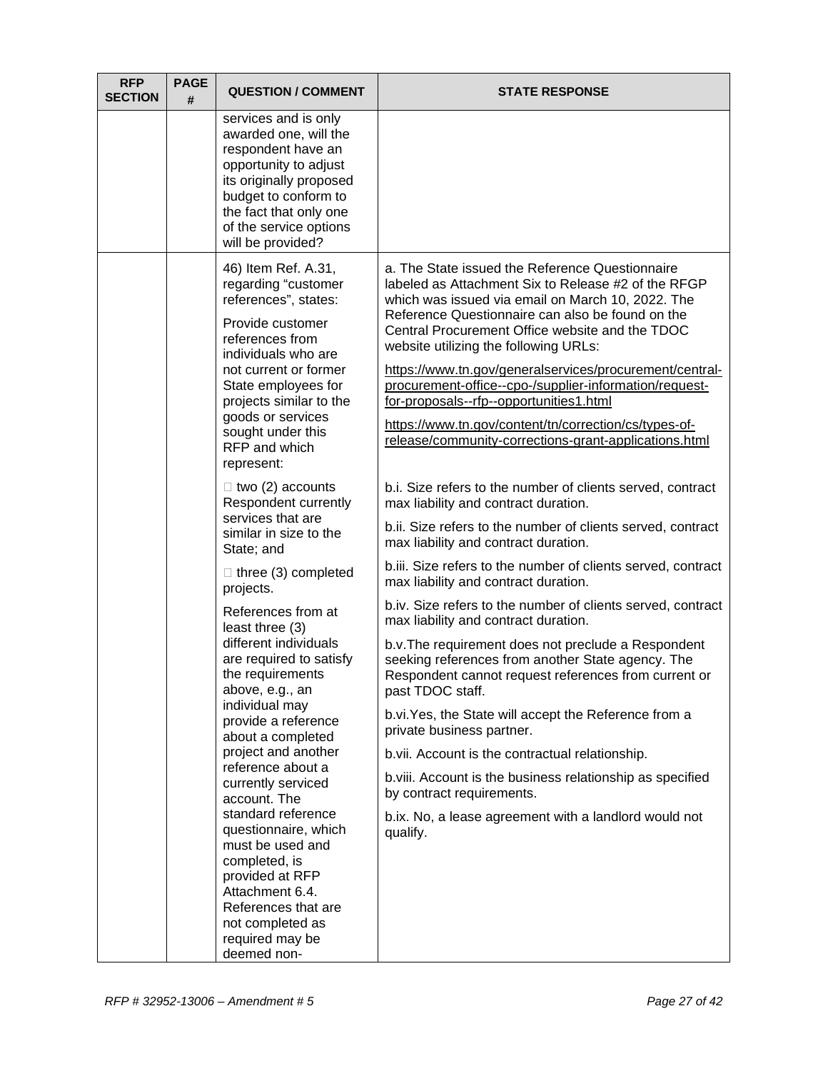| RFP SECTION | PAGE # | QUESTION / COMMENT | STATE RESPONSE |
|---|---|---|---|
| | | services and is only awarded one, will the respondent have an opportunity to adjust its originally proposed budget to conform to the fact that only one of the service options will be provided? | |
| | | 46) Item Ref. A.31, regarding "customer references", states:<br><br>Provide customer references from individuals who are not current or former State employees for projects similar to the goods or services sought under this RFP and which represent:<br><br>□ two (2) accounts Respondent currently services that are similar in size to the State; and<br><br>□ three (3) completed projects.<br><br>References from at least three (3) different individuals are required to satisfy the requirements above, e.g., an individual may provide a reference about a completed project and another reference about a currently serviced account. The standard reference questionnaire, which must be used and completed, is provided at RFP Attachment 6.4. References that are not completed as required may be deemed non- | a. The State issued the Reference Questionnaire labeled as Attachment Six to Release #2 of the RFGP which was issued via email on March 10, 2022. The Reference Questionnaire can also be found on the Central Procurement Office website and the TDOC website utilizing the following URLs:<br><br>https://www.tn.gov/generalservices/procurement/central-procurement-office--cpo-/supplier-information/request-for-proposals--rfp--opportunities1.html<br><br>https://www.tn.gov/content/tn/correction/cs/types-of-release/community-corrections-grant-applications.html<br><br>b.i. Size refers to the number of clients served, contract max liability and contract duration.<br><br>b.ii. Size refers to the number of clients served, contract max liability and contract duration.<br><br>b.iii. Size refers to the number of clients served, contract max liability and contract duration.<br><br>b.iv. Size refers to the number of clients served, contract max liability and contract duration.<br><br>b.v.The requirement does not preclude a Respondent seeking references from another State agency. The Respondent cannot request references from current or past TDOC staff.<br><br>b.vi.Yes, the State will accept the Reference from a private business partner.<br><br>b.vii. Account is the contractual relationship.<br><br>b.viii. Account is the business relationship as specified by contract requirements.<br><br>b.ix. No, a lease agreement with a landlord would not qualify. |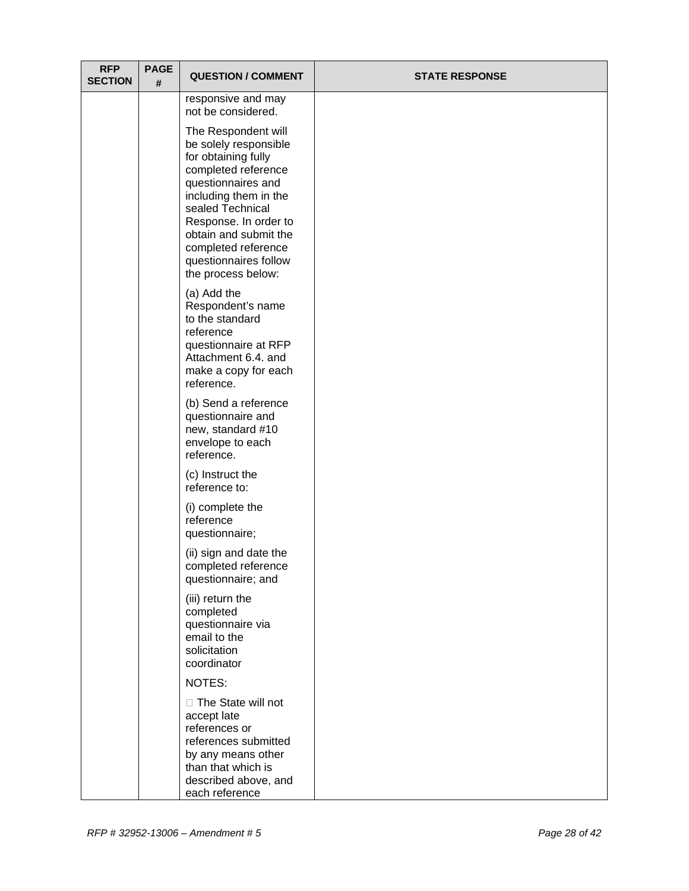| RFP SECTION | PAGE # | QUESTION / COMMENT | STATE RESPONSE |
|---|---|---|---|
| | | responsive and may not be considered.<br><br>The Respondent will be solely responsible for obtaining fully completed reference questionnaires and including them in the sealed Technical Response. In order to obtain and submit the completed reference questionnaires follow the process below:<br><br>(a) Add the Respondent's name to the standard reference questionnaire at RFP Attachment 6.4. and make a copy for each reference.<br><br>(b) Send a reference questionnaire and new, standard #10 envelope to each reference.<br><br>(c) Instruct the reference to:<br><br>(i) complete the reference questionnaire;<br><br>(ii) sign and date the completed reference questionnaire; and<br><br>(iii) return the completed questionnaire via email to the solicitation coordinator<br><br>NOTES:<br><br> The State will not accept late references or references submitted by any means other than that which is described above, and each reference | |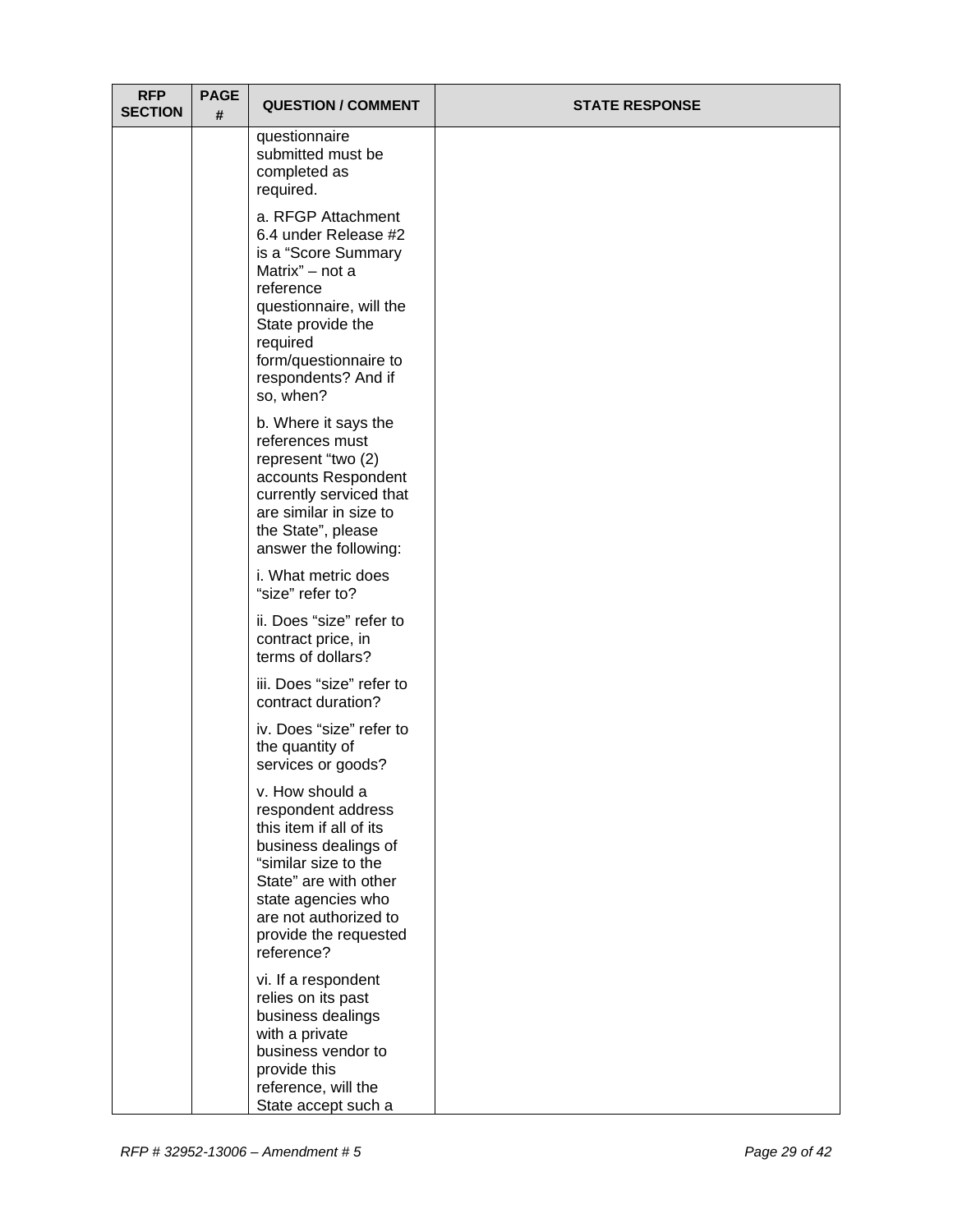| RFP SECTION | PAGE # | QUESTION / COMMENT | STATE RESPONSE |
|---|---|---|---|
| | | questionnaire submitted must be completed as required.<br><br>a. RFGP Attachment 6.4 under Release #2 is a "Score Summary Matrix" – not a reference questionnaire, will the State provide the required form/questionnaire to respondents? And if so, when?<br><br>b. Where it says the references must represent "two (2) accounts Respondent currently serviced that are similar in size to the State", please answer the following:<br><br>i. What metric does "size" refer to?<br><br>ii. Does "size" refer to contract price, in terms of dollars?<br><br>iii. Does "size" refer to contract duration?<br><br>iv. Does "size" refer to the quantity of services or goods?<br><br>v. How should a respondent address this item if all of its business dealings of "similar size to the State" are with other state agencies who are not authorized to provide the requested reference?<br><br>vi. If a respondent relies on its past business dealings with a private business vendor to provide this reference, will the State accept such a | |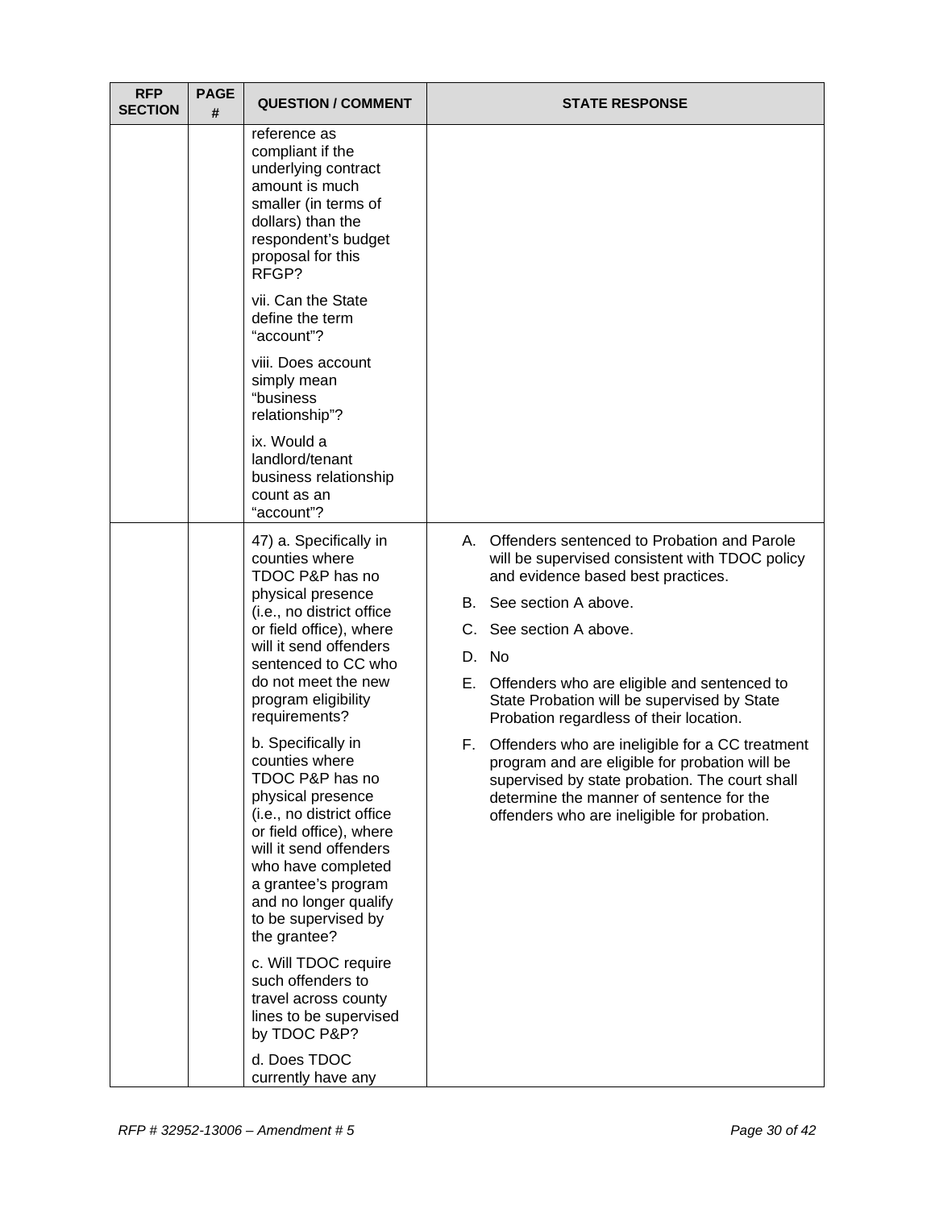| RFP SECTION | PAGE # | QUESTION / COMMENT | STATE RESPONSE |
|---|---|---|---|
| | | reference as compliant if the underlying contract amount is much smaller (in terms of dollars) than the respondent's budget proposal for this RFGP?<br><br>vii. Can the State define the term "account"?<br><br>viii. Does account simply mean "business relationship"?<br><br>ix. Would a landlord/tenant business relationship count as an "account"? | |
| | | 47) a. Specifically in counties where TDOC P&P has no physical presence (i.e., no district office or field office), where will it send offenders sentenced to CC who do not meet the new program eligibility requirements?<br><br>b. Specifically in counties where TDOC P&P has no physical presence (i.e., no district office or field office), where will it send offenders who have completed a grantee's program and no longer qualify to be supervised by the grantee?<br><br>c. Will TDOC require such offenders to travel across county lines to be supervised by TDOC P&P?<br><br>d. Does TDOC currently have any | A. Offenders sentenced to Probation and Parole will be supervised consistent with TDOC policy and evidence based best practices.<br><br>B. See section A above.<br><br>C. See section A above.<br><br>D. No<br><br>E. Offenders who are eligible and sentenced to State Probation will be supervised by State Probation regardless of their location.<br><br>F. Offenders who are ineligible for a CC treatment program and are eligible for probation will be supervised by state probation. The court shall determine the manner of sentence for the offenders who are ineligible for probation. |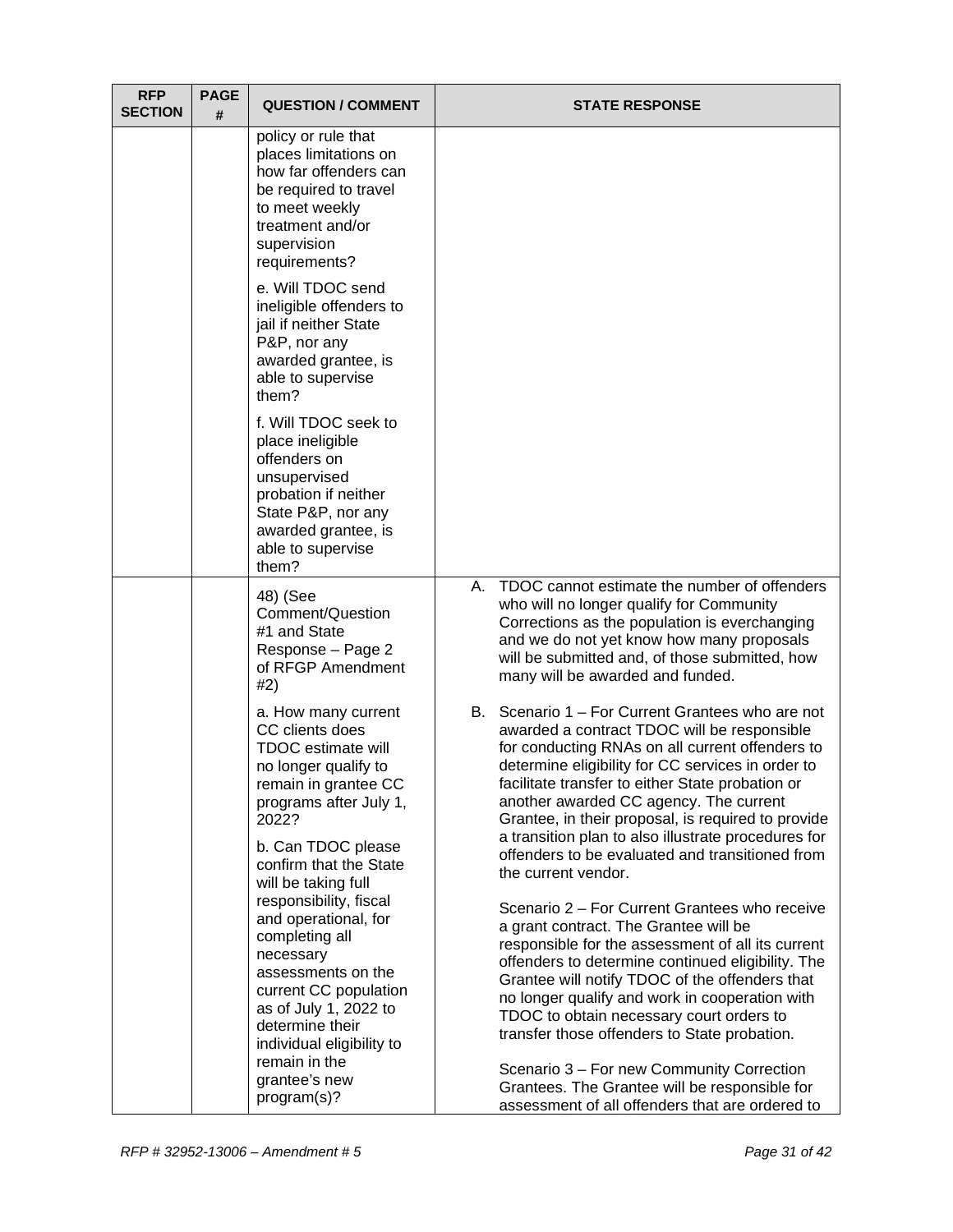| RFP SECTION | PAGE # | QUESTION / COMMENT | STATE RESPONSE |
|---|---|---|---|
| | | policy or rule that places limitations on how far offenders can be required to travel to meet weekly treatment and/or supervision requirements?<br><br>e. Will TDOC send ineligible offenders to jail if neither State P&P, nor any awarded grantee, is able to supervise them?<br><br>f. Will TDOC seek to place ineligible offenders on unsupervised probation if neither State P&P, nor any awarded grantee, is able to supervise them? | |
| | | 48) (See Comment/Question #1 and State Response – Page 2 of RFGP Amendment #2)<br><br>a. How many current CC clients does TDOC estimate will no longer qualify to remain in grantee CC programs after July 1, 2022?<br><br>b. Can TDOC please confirm that the State will be taking full responsibility, fiscal and operational, for completing all necessary assessments on the current CC population as of July 1, 2022 to determine their individual eligibility to remain in the grantee's new program(s)? | A. TDOC cannot estimate the number of offenders who will no longer qualify for Community Corrections as the population is everchanging and we do not yet know how many proposals will be submitted and, of those submitted, how many will be awarded and funded.<br><br>B. Scenario 1 – For Current Grantees who are not awarded a contract TDOC will be responsible for conducting RNAs on all current offenders to determine eligibility for CC services in order to facilitate transfer to either State probation or another awarded CC agency. The current Grantee, in their proposal, is required to provide a transition plan to also illustrate procedures for offenders to be evaluated and transitioned from the current vendor.<br><br>Scenario 2 – For Current Grantees who receive a grant contract. The Grantee will be responsible for the assessment of all its current offenders to determine continued eligibility. The Grantee will notify TDOC of the offenders that no longer qualify and work in cooperation with TDOC to obtain necessary court orders to transfer those offenders to State probation.<br><br>Scenario 3 – For new Community Correction Grantees. The Grantee will be responsible for assessment of all offenders that are ordered to |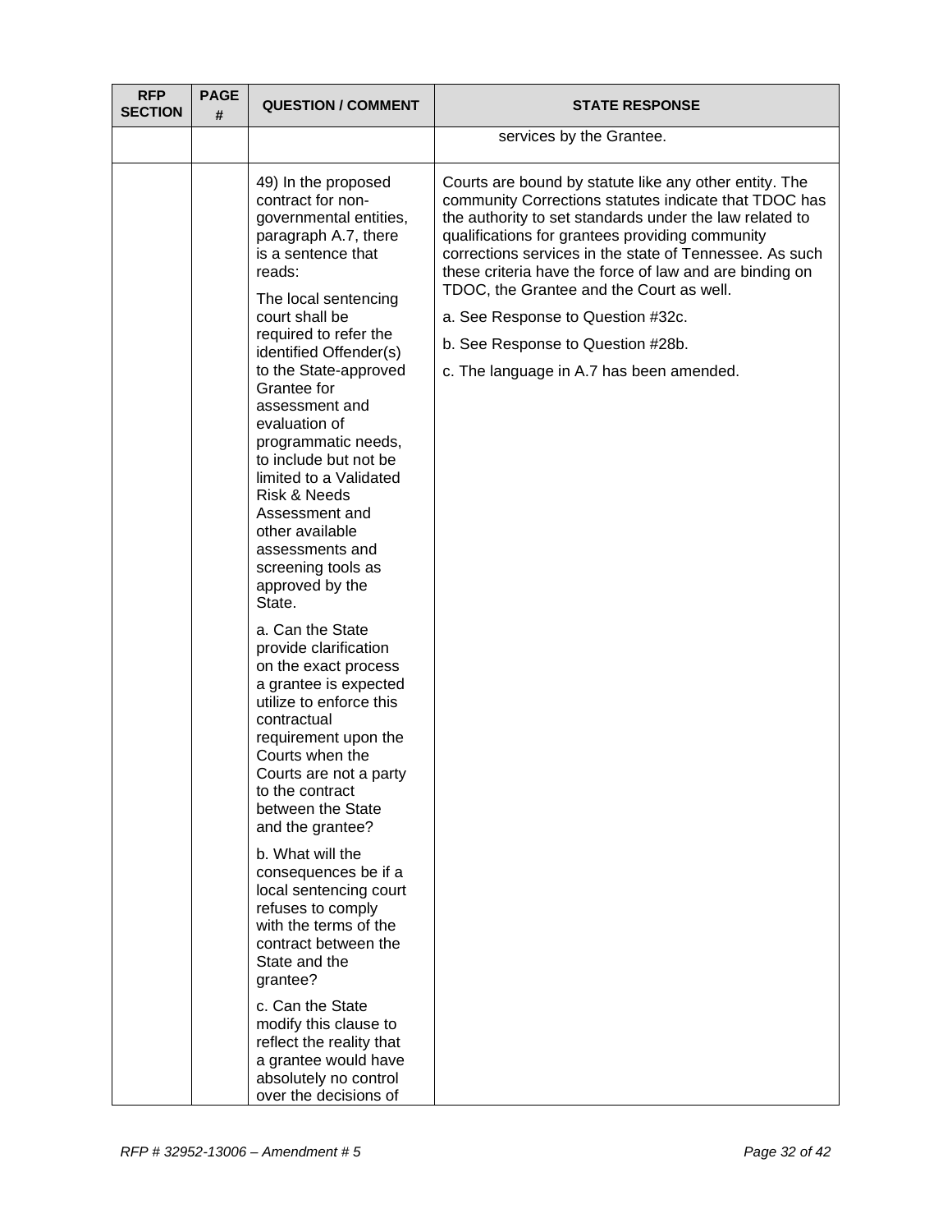| RFP SECTION | PAGE # | QUESTION / COMMENT | STATE RESPONSE |
|---|---|---|---|
| | | | services by the Grantee. |
| | | 49) In the proposed contract for non-governmental entities, paragraph A.7, there is a sentence that reads:<br><br>The local sentencing court shall be required to refer the identified Offender(s) to the State-approved Grantee for assessment and evaluation of programmatic needs, to include but not be limited to a Validated Risk & Needs Assessment and other available assessments and screening tools as approved by the State.<br><br>a. Can the State provide clarification on the exact process a grantee is expected utilize to enforce this contractual requirement upon the Courts when the Courts are not a party to the contract between the State and the grantee?<br><br>b. What will the consequences be if a local sentencing court refuses to comply with the terms of the contract between the State and the grantee?<br><br>c. Can the State modify this clause to reflect the reality that a grantee would have absolutely no control over the decisions of | Courts are bound by statute like any other entity. The community Corrections statutes indicate that TDOC has the authority to set standards under the law related to qualifications for grantees providing community corrections services in the state of Tennessee. As such these criteria have the force of law and are binding on TDOC, the Grantee and the Court as well.<br><br>a. See Response to Question #32c.<br><br>b. See Response to Question #28b.<br><br>c. The language in A.7 has been amended. |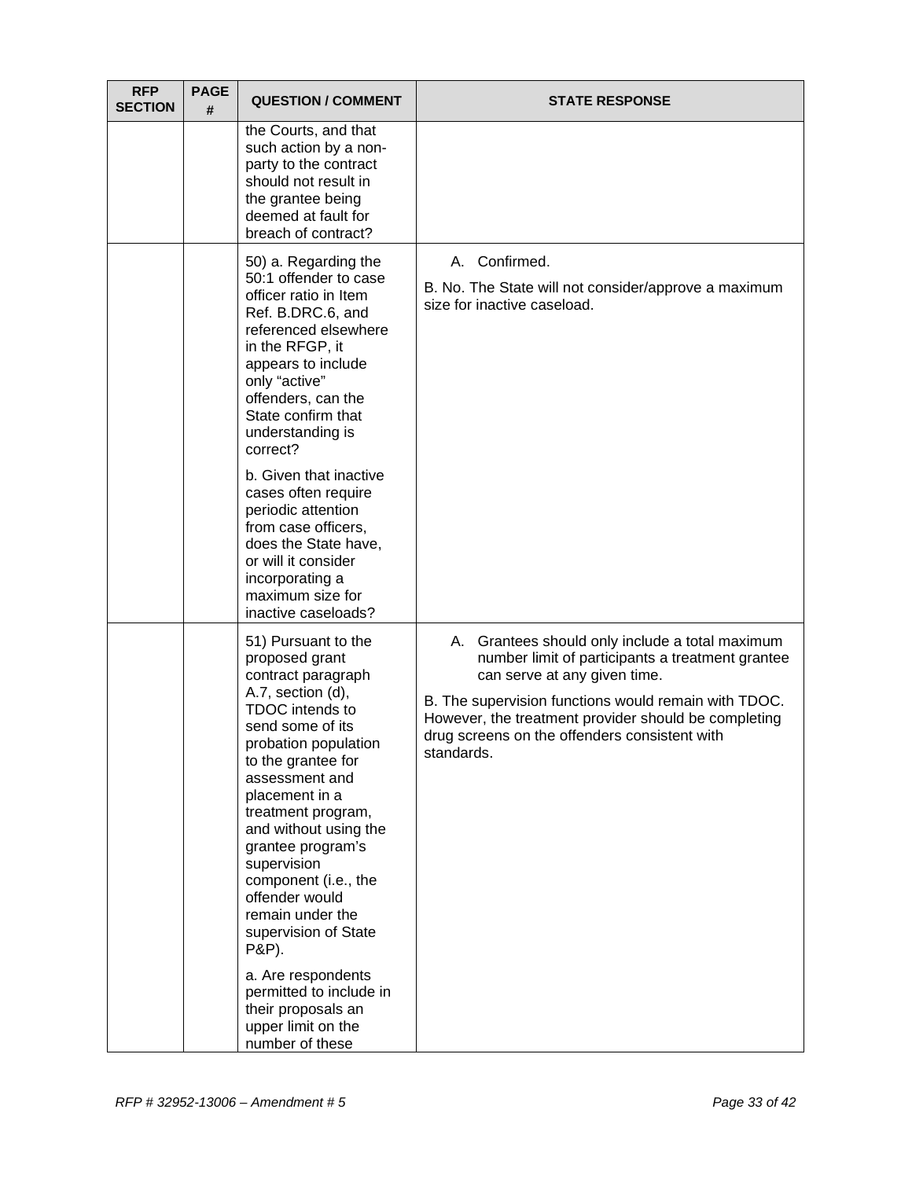| RFP SECTION | PAGE # | QUESTION / COMMENT | STATE RESPONSE |
|---|---|---|---|
| | | the Courts, and that such action by a non-party to the contract should not result in the grantee being deemed at fault for breach of contract? | |
| | | 50) a. Regarding the 50:1 offender to case officer ratio in Item Ref. B.DRC.6, and referenced elsewhere in the RFGP, it appears to include only "active" offenders, can the State confirm that understanding is correct?<br><br>b. Given that inactive cases often require periodic attention from case officers, does the State have, or will it consider incorporating a maximum size for inactive caseloads? | A. Confirmed.<br><br>B. No. The State will not consider/approve a maximum size for inactive caseload. |
| | | 51) Pursuant to the proposed grant contract paragraph A.7, section (d), TDOC intends to send some of its probation population to the grantee for assessment and placement in a treatment program, and without using the grantee program's supervision component (i.e., the offender would remain under the supervision of State P&P).<br><br>a. Are respondents permitted to include in their proposals an upper limit on the number of these | A. Grantees should only include a total maximum number limit of participants a treatment grantee can serve at any given time.<br><br>B. The supervision functions would remain with TDOC. However, the treatment provider should be completing drug screens on the offenders consistent with standards. |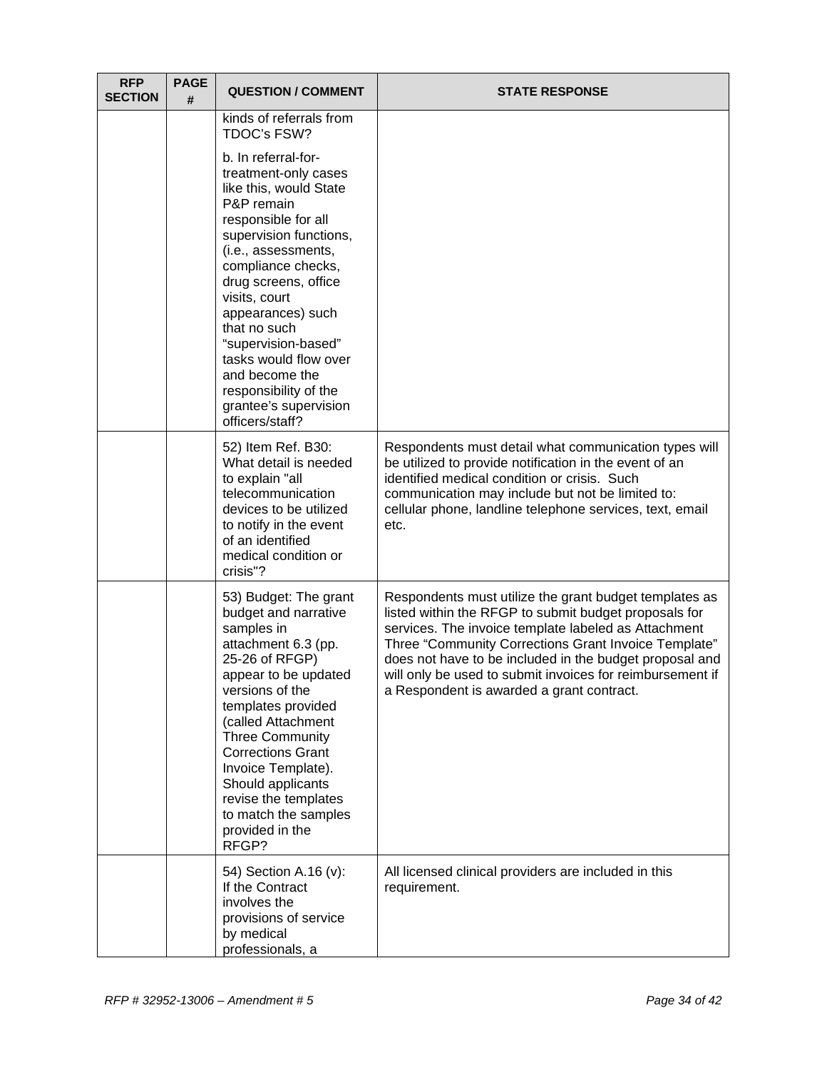| RFP SECTION | PAGE # | QUESTION / COMMENT | STATE RESPONSE |
|---|---|---|---|
| | | kinds of referrals from TDOC's FSW?<br><br>b. In referral-for-treatment-only cases like this, would State P&P remain responsible for all supervision functions, (i.e., assessments, compliance checks, drug screens, office visits, court appearances) such that no such "supervision-based" tasks would flow over and become the responsibility of the grantee's supervision officers/staff? | |
| | | 52) Item Ref. B30: What detail is needed to explain "all telecommunication devices to be utilized to notify in the event of an identified medical condition or crisis"? | Respondents must detail what communication types will be utilized to provide notification in the event of an identified medical condition or crisis. Such communication may include but not be limited to: cellular phone, landline telephone services, text, email etc. |
| | | 53) Budget: The grant budget and narrative samples in attachment 6.3 (pp. 25-26 of RFGP) appear to be updated versions of the templates provided (called Attachment Three Community Corrections Grant Invoice Template). Should applicants revise the templates to match the samples provided in the RFGP? | Respondents must utilize the grant budget templates as listed within the RFGP to submit budget proposals for services. The invoice template labeled as Attachment Three "Community Corrections Grant Invoice Template" does not have to be included in the budget proposal and will only be used to submit invoices for reimbursement if a Respondent is awarded a grant contract. |
| | | 54) Section A.16 (v): If the Contract involves the provisions of service by medical professionals, a | All licensed clinical providers are included in this requirement. |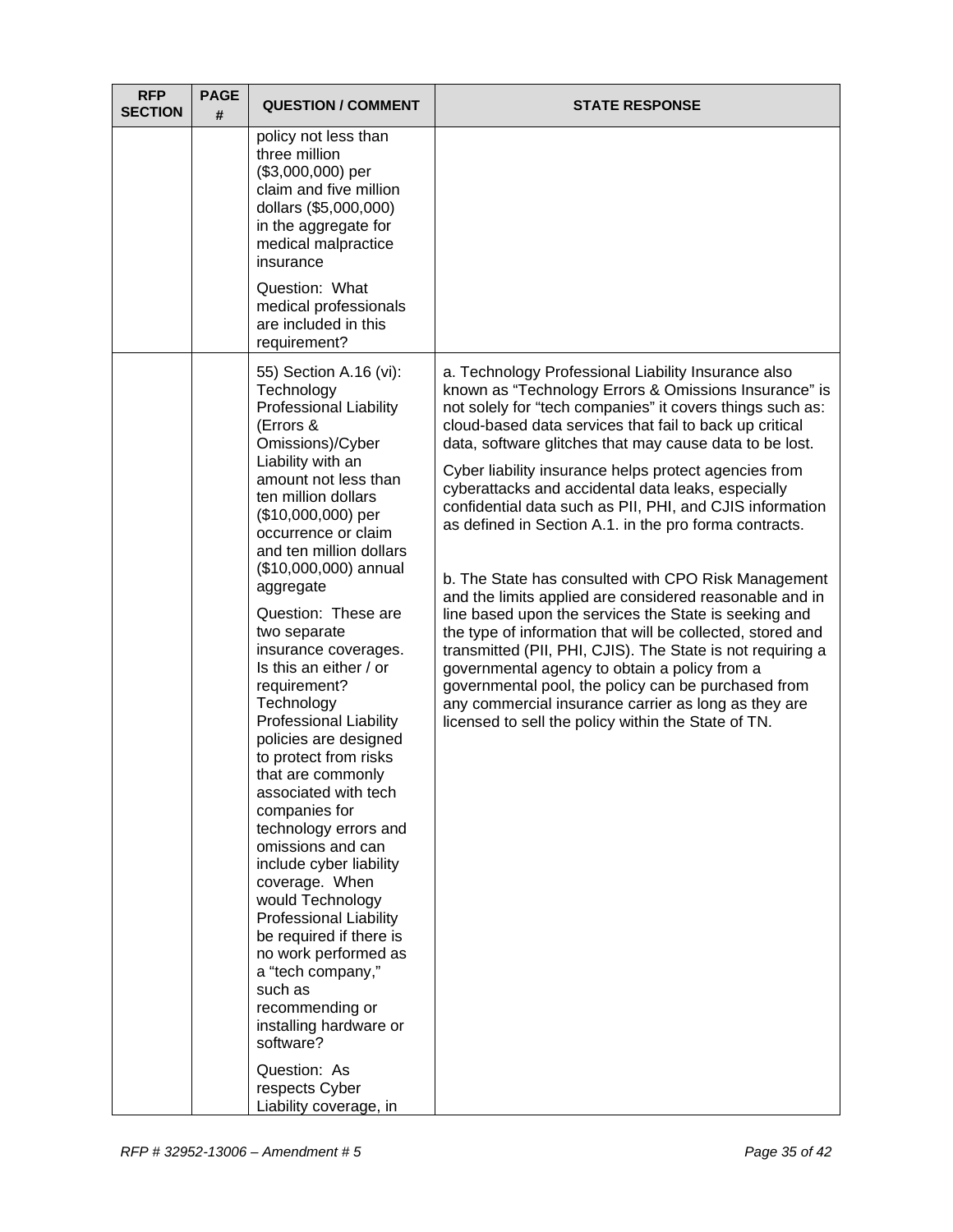| RFP SECTION | PAGE # | QUESTION / COMMENT | STATE RESPONSE |
|---|---|---|---|
| | | policy not less than three million ($3,000,000) per claim and five million dollars ($5,000,000) in the aggregate for medical malpractice insurance<br><br>Question: What medical professionals are included in this requirement? | |
| | | 55) Section A.16 (vi): Technology Professional Liability (Errors & Omissions)/Cyber Liability with an amount not less than ten million dollars ($10,000,000) per occurrence or claim and ten million dollars ($10,000,000) annual aggregate<br><br>Question: These are two separate insurance coverages. Is this an either / or requirement? Technology Professional Liability policies are designed to protect from risks that are commonly associated with tech companies for technology errors and omissions and can include cyber liability coverage. When would Technology Professional Liability be required if there is no work performed as a "tech company," such as recommending or installing hardware or software?<br><br>Question: As respects Cyber Liability coverage, in | a. Technology Professional Liability Insurance also known as "Technology Errors & Omissions Insurance" is not solely for "tech companies" it covers things such as: cloud-based data services that fail to back up critical data, software glitches that may cause data to be lost.<br><br>Cyber liability insurance helps protect agencies from cyberattacks and accidental data leaks, especially confidential data such as PII, PHI, and CJIS information as defined in Section A.1. in the pro forma contracts.<br><br>b. The State has consulted with CPO Risk Management and the limits applied are considered reasonable and in line based upon the services the State is seeking and the type of information that will be collected, stored and transmitted (PII, PHI, CJIS). The State is not requiring a governmental agency to obtain a policy from a governmental pool, the policy can be purchased from any commercial insurance carrier as long as they are licensed to sell the policy within the State of TN. |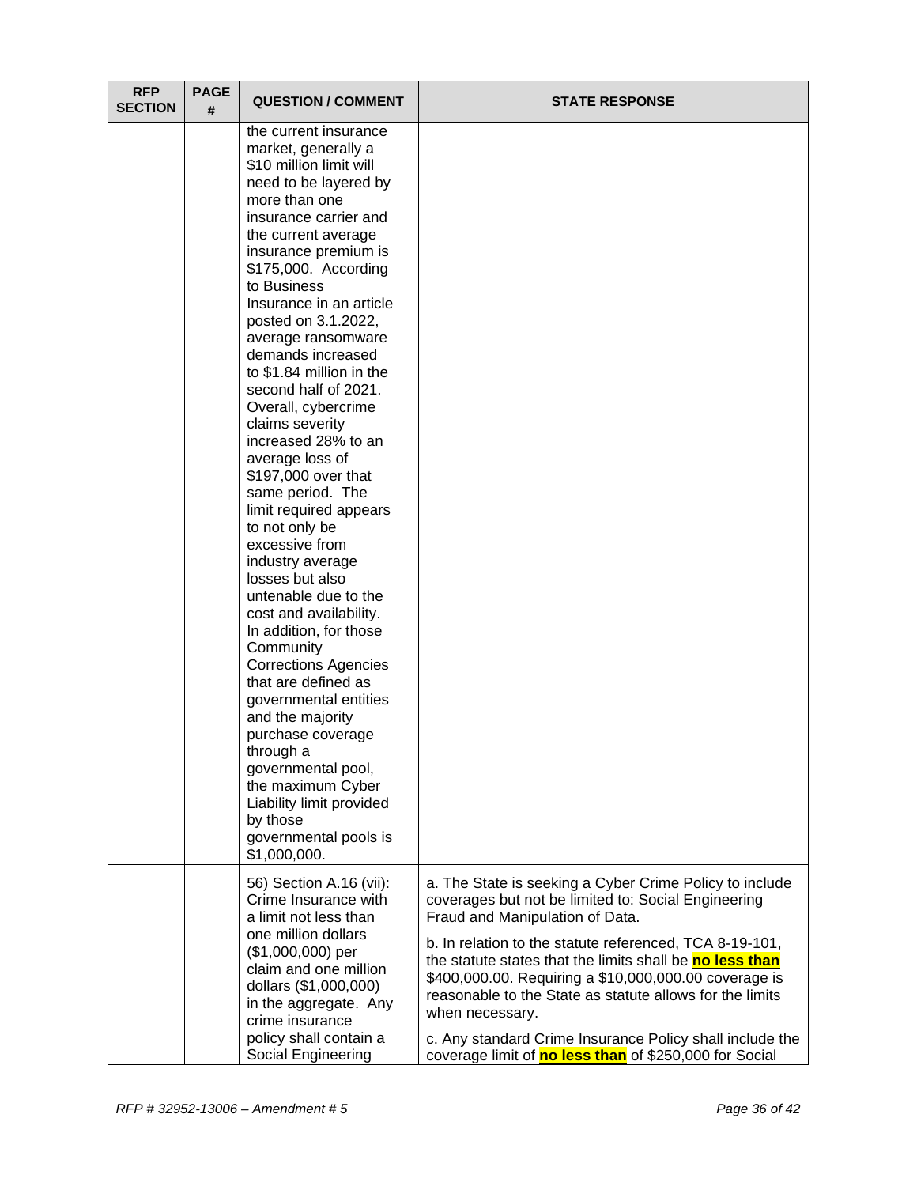| RFP SECTION | PAGE # | QUESTION / COMMENT | STATE RESPONSE |
|---|---|---|---|
| | | the current insurance market, generally a $10 million limit will need to be layered by more than one insurance carrier and the current average insurance premium is $175,000. According to Business Insurance in an article posted on 3.1.2022, average ransomware demands increased to $1.84 million in the second half of 2021. Overall, cybercrime claims severity increased 28% to an average loss of $197,000 over that same period. The limit required appears to not only be excessive from industry average losses but also untenable due to the cost and availability. In addition, for those Community Corrections Agencies that are defined as governmental entities and the majority purchase coverage through a governmental pool, the maximum Cyber Liability limit provided by those governmental pools is $1,000,000. | |
| | | 56) Section A.16 (vii): Crime Insurance with a limit not less than one million dollars ($1,000,000) per claim and one million dollars ($1,000,000) in the aggregate. Any crime insurance policy shall contain a Social Engineering | a. The State is seeking a Cyber Crime Policy to include coverages but not be limited to: Social Engineering Fraud and Manipulation of Data.<br><br>b. In relation to the statute referenced, TCA 8-19-101, the statute states that the limits shall be **no less than** $400,000.00. Requiring a $10,000,000.00 coverage is reasonable to the State as statute allows for the limits when necessary.<br><br>c. Any standard Crime Insurance Policy shall include the coverage limit of **no less than** of $250,000 for Social |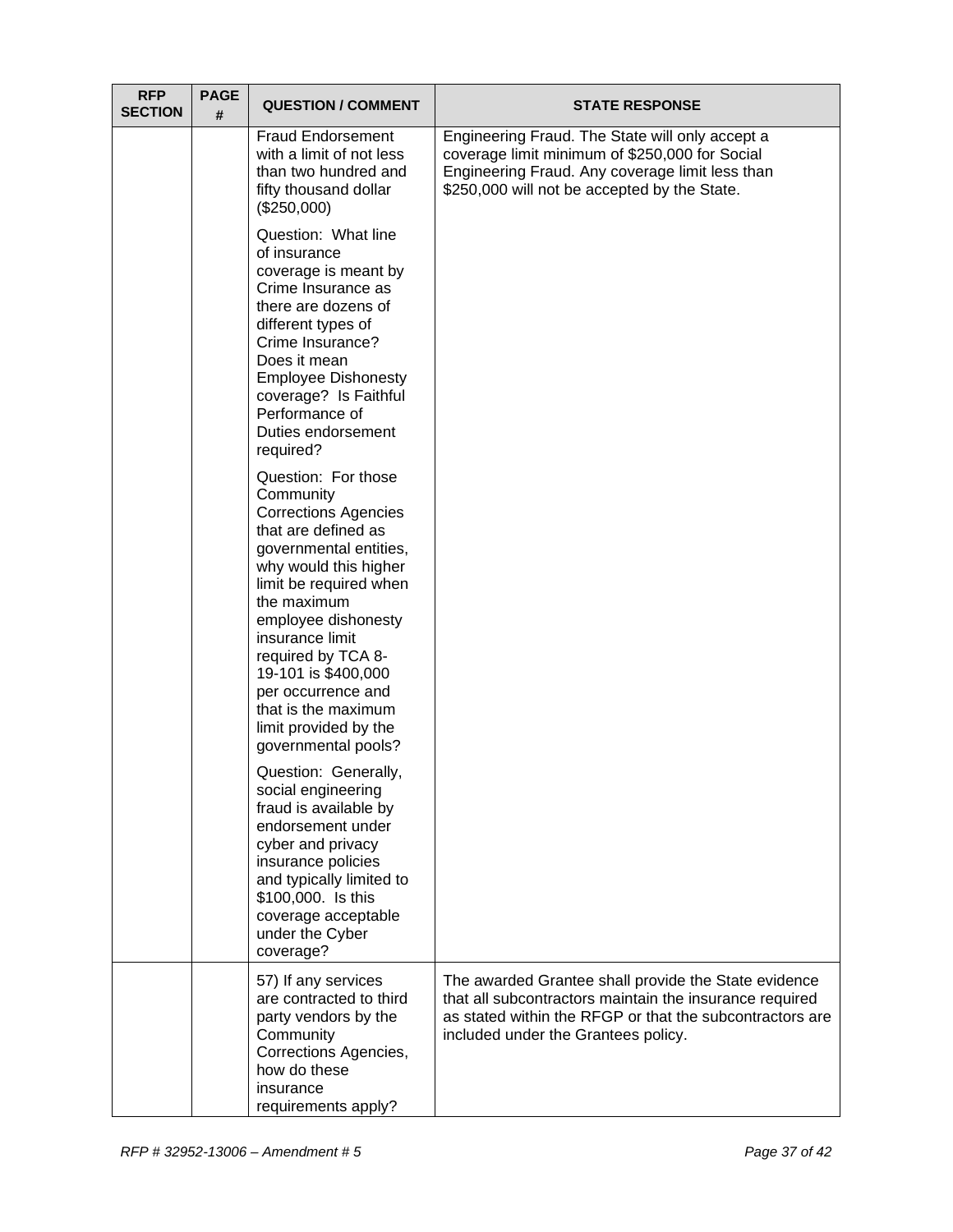| RFP SECTION | PAGE # | QUESTION / COMMENT | STATE RESPONSE |
|---|---|---|---|
| | | Fraud Endorsement with a limit of not less than two hundred and fifty thousand dollar ($250,000)<br><br>Question: What line of insurance coverage is meant by Crime Insurance as there are dozens of different types of Crime Insurance? Does it mean Employee Dishonesty coverage? Is Faithful Performance of Duties endorsement required?<br><br>Question: For those Community Corrections Agencies that are defined as governmental entities, why would this higher limit be required when the maximum employee dishonesty insurance limit required by TCA 8-19-101 is $400,000 per occurrence and that is the maximum limit provided by the governmental pools?<br><br>Question: Generally, social engineering fraud is available by endorsement under cyber and privacy insurance policies and typically limited to $100,000. Is this coverage acceptable under the Cyber coverage? | Engineering Fraud. The State will only accept a coverage limit minimum of $250,000 for Social Engineering Fraud. Any coverage limit less than $250,000 will not be accepted by the State. |
| | | 57) If any services are contracted to third party vendors by the Community Corrections Agencies, how do these insurance requirements apply? | The awarded Grantee shall provide the State evidence that all subcontractors maintain the insurance required as stated within the RFGP or that the subcontractors are included under the Grantees policy. |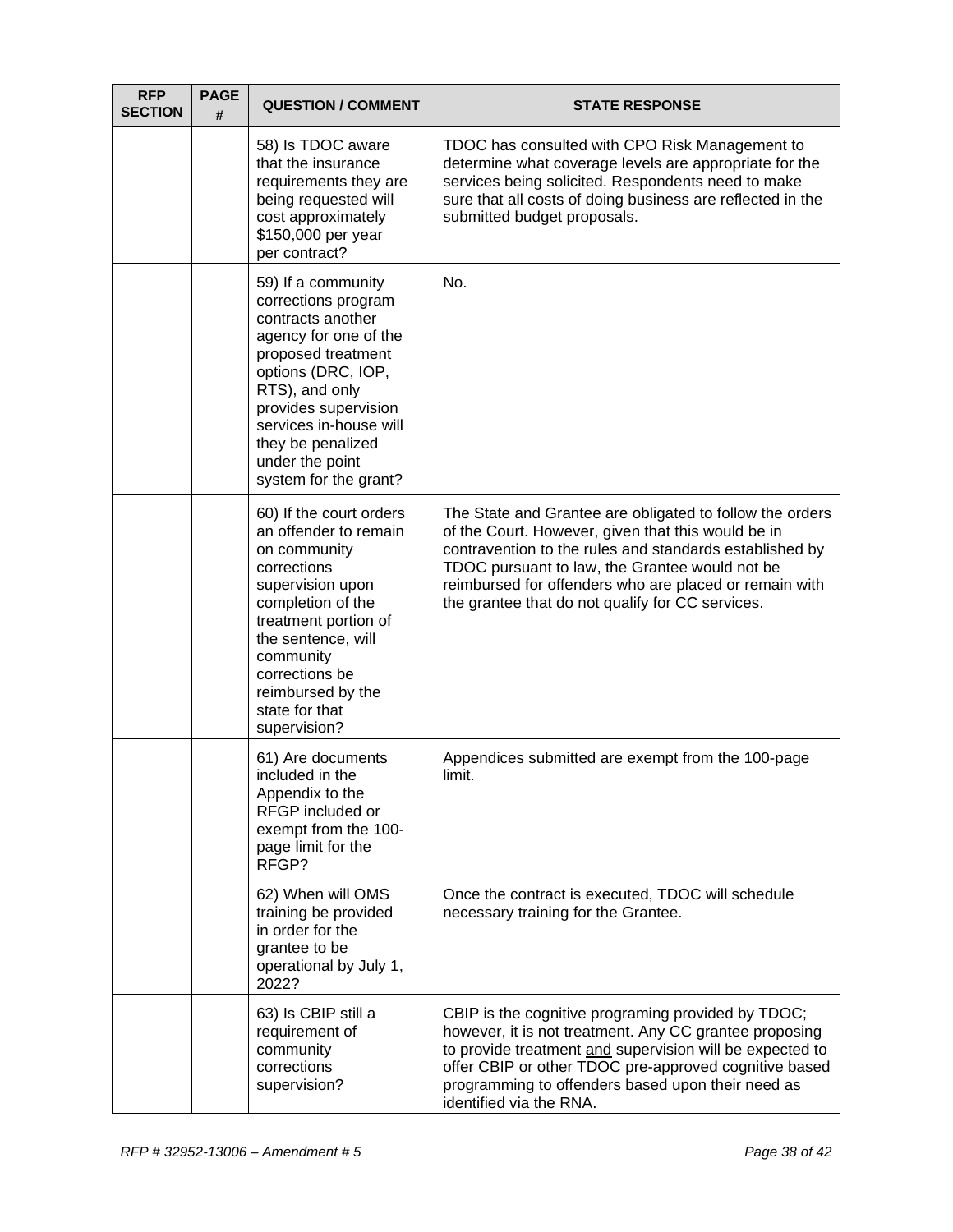| RFP SECTION | PAGE # | QUESTION / COMMENT | STATE RESPONSE |
|---|---|---|---|
| | | 58) Is TDOC aware that the insurance requirements they are being requested will cost approximately $150,000 per year per contract? | TDOC has consulted with CPO Risk Management to determine what coverage levels are appropriate for the services being solicited. Respondents need to make sure that all costs of doing business are reflected in the submitted budget proposals. |
| | | 59) If a community corrections program contracts another agency for one of the proposed treatment options (DRC, IOP, RTS), and only provides supervision services in-house will they be penalized under the point system for the grant? | No. |
| | | 60) If the court orders an offender to remain on community corrections supervision upon completion of the treatment portion of the sentence, will community corrections be reimbursed by the state for that supervision? | The State and Grantee are obligated to follow the orders of the Court. However, given that this would be in contravention to the rules and standards established by TDOC pursuant to law, the Grantee would not be reimbursed for offenders who are placed or remain with the grantee that do not qualify for CC services. |
| | | 61) Are documents included in the Appendix to the RFGP included or exempt from the 100-page limit for the RFGP? | Appendices submitted are exempt from the 100-page limit. |
| | | 62) When will OMS training be provided in order for the grantee to be operational by July 1, 2022? | Once the contract is executed, TDOC will schedule necessary training for the Grantee. |
| | | 63) Is CBIP still a requirement of community corrections supervision? | CBIP is the cognitive programing provided by TDOC; however, it is not treatment. Any CC grantee proposing to provide treatment <u>and</u> supervision will be expected to offer CBIP or other TDOC pre-approved cognitive based programming to offenders based upon their need as identified via the RNA. |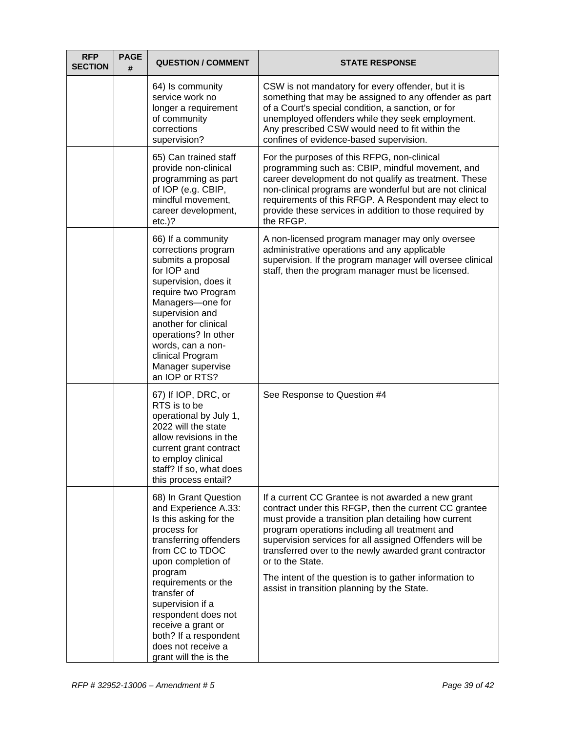| RFP SECTION | PAGE # | QUESTION / COMMENT | STATE RESPONSE |
|---|---|---|---|
| | | 64) Is community service work no longer a requirement of community corrections supervision? | CSW is not mandatory for every offender, but it is something that may be assigned to any offender as part of a Court's special condition, a sanction, or for unemployed offenders while they seek employment. Any prescribed CSW would need to fit within the confines of evidence-based supervision. |
| | | 65) Can trained staff provide non-clinical programming as part of IOP (e.g. CBIP, mindful movement, career development, etc.)? | For the purposes of this RFPG, non-clinical programming such as: CBIP, mindful movement, and career development do not qualify as treatment. These non-clinical programs are wonderful but are not clinical requirements of this RFGP. A Respondent may elect to provide these services in addition to those required by the RFGP. |
| | | 66) If a community corrections program submits a proposal for IOP and supervision, does it require two Program Managers—one for supervision and another for clinical operations? In other words, can a non-clinical Program Manager supervise an IOP or RTS? | A non-licensed program manager may only oversee administrative operations and any applicable supervision. If the program manager will oversee clinical staff, then the program manager must be licensed. |
| | | 67) If IOP, DRC, or RTS is to be operational by July 1, 2022 will the state allow revisions in the current grant contract to employ clinical staff? If so, what does this process entail? | See Response to Question #4 |
| | | 68) In Grant Question and Experience A.33: Is this asking for the process for transferring offenders from CC to TDOC upon completion of program requirements or the transfer of supervision if a respondent does not receive a grant or both? If a respondent does not receive a grant will the is the | If a current CC Grantee is not awarded a new grant contract under this RFGP, then the current CC grantee must provide a transition plan detailing how current program operations including all treatment and supervision services for all assigned Offenders will be transferred over to the newly awarded grant contractor or to the State.<br><br>The intent of the question is to gather information to assist in transition planning by the State. |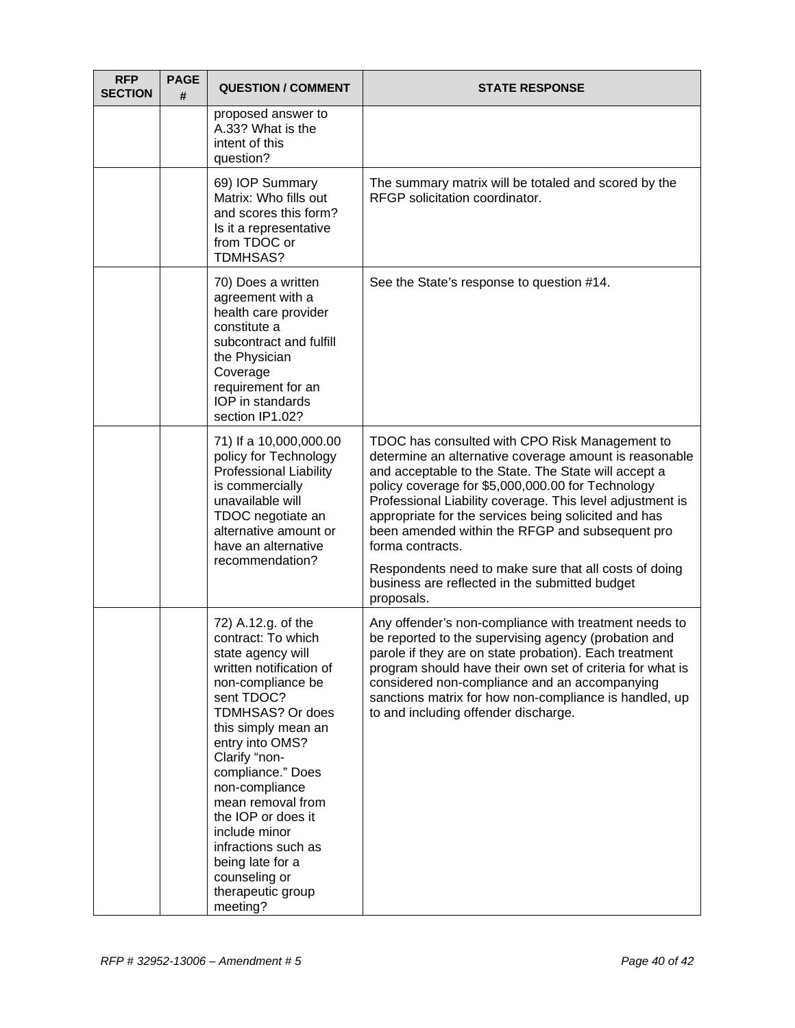| RFP SECTION | PAGE # | QUESTION / COMMENT | STATE RESPONSE |
|---|---|---|---|
| | | proposed answer to A.33? What is the intent of this question? | |
| | | 69) IOP Summary Matrix: Who fills out and scores this form? Is it a representative from TDOC or TDMHSAS? | The summary matrix will be totaled and scored by the RFGP solicitation coordinator. |
| | | 70) Does a written agreement with a health care provider constitute a subcontract and fulfill the Physician Coverage requirement for an IOP in standards section IP1.02? | See the State's response to question #14. |
| | | 71) If a 10,000,000.00 policy for Technology Professional Liability is commercially unavailable will TDOC negotiate an alternative amount or have an alternative recommendation? | TDOC has consulted with CPO Risk Management to determine an alternative coverage amount is reasonable and acceptable to the State. The State will accept a policy coverage for $5,000,000.00 for Technology Professional Liability coverage. This level adjustment is appropriate for the services being solicited and has been amended within the RFGP and subsequent pro forma contracts.<br><br>Respondents need to make sure that all costs of doing business are reflected in the submitted budget proposals. |
| | | 72) A.12.g. of the contract: To which state agency will written notification of non-compliance be sent TDOC? TDMHSAS? Or does this simply mean an entry into OMS? Clarify "non-compliance." Does non-compliance mean removal from the IOP or does it include minor infractions such as being late for a counseling or therapeutic group meeting? | Any offender's non-compliance with treatment needs to be reported to the supervising agency (probation and parole if they are on state probation). Each treatment program should have their own set of criteria for what is considered non-compliance and an accompanying sanctions matrix for how non-compliance is handled, up to and including offender discharge. |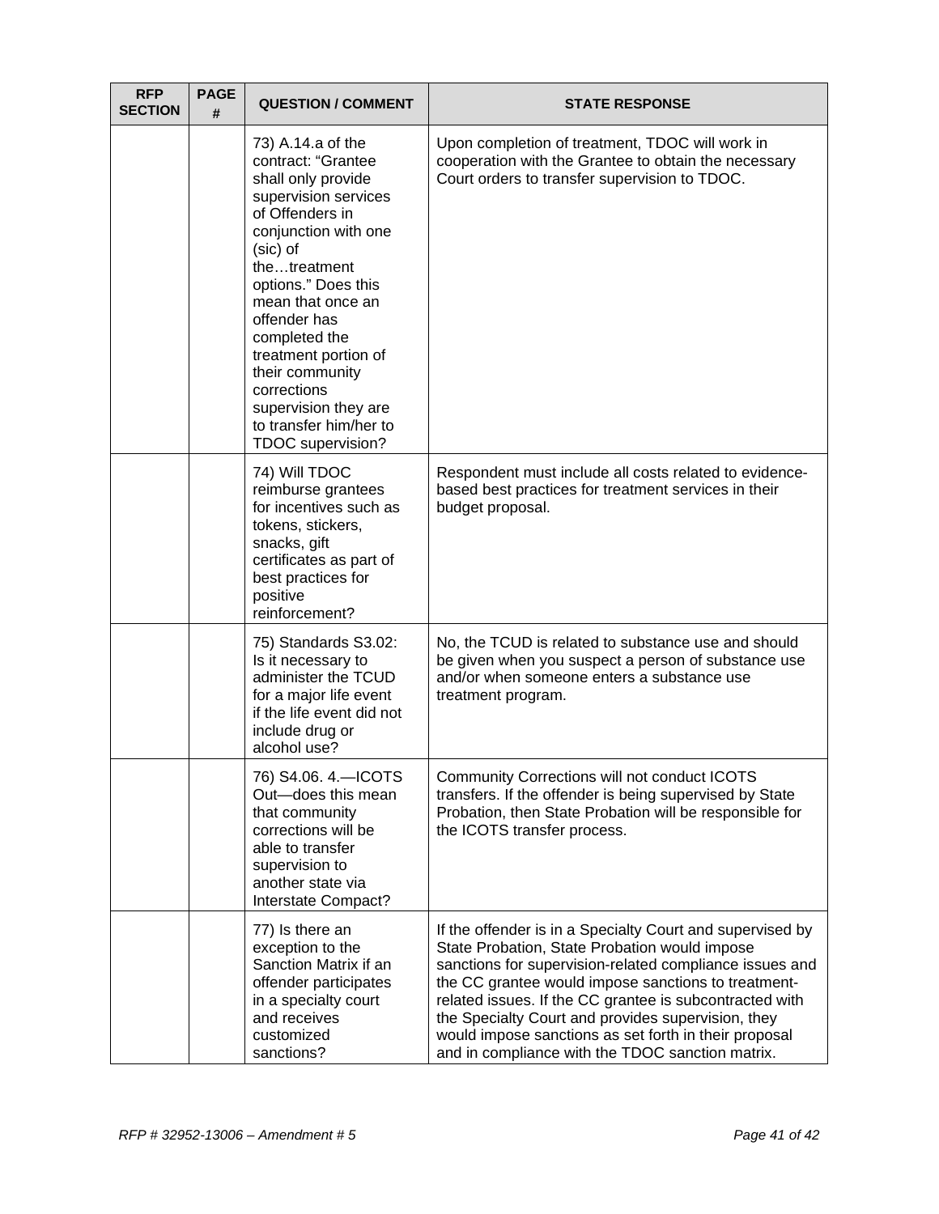| RFP SECTION | PAGE # | QUESTION / COMMENT | STATE RESPONSE |
|---|---|---|---|
| | | 73) A.14.a of the contract: "Grantee shall only provide supervision services of Offenders in conjunction with one (sic) of the…treatment options." Does this mean that once an offender has completed the treatment portion of their community corrections supervision they are to transfer him/her to TDOC supervision? | Upon completion of treatment, TDOC will work in cooperation with the Grantee to obtain the necessary Court orders to transfer supervision to TDOC. |
| | | 74) Will TDOC reimburse grantees for incentives such as tokens, stickers, snacks, gift certificates as part of best practices for positive reinforcement? | Respondent must include all costs related to evidence-based best practices for treatment services in their budget proposal. |
| | | 75) Standards S3.02: Is it necessary to administer the TCUD for a major life event if the life event did not include drug or alcohol use? | No, the TCUD is related to substance use and should be given when you suspect a person of substance use and/or when someone enters a substance use treatment program. |
| | | 76) S4.06. 4.—ICOTS Out—does this mean that community corrections will be able to transfer supervision to another state via Interstate Compact? | Community Corrections will not conduct ICOTS transfers. If the offender is being supervised by State Probation, then State Probation will be responsible for the ICOTS transfer process. |
| | | 77) Is there an exception to the Sanction Matrix if an offender participates in a specialty court and receives customized sanctions? | If the offender is in a Specialty Court and supervised by State Probation, State Probation would impose sanctions for supervision-related compliance issues and the CC grantee would impose sanctions to treatment-related issues. If the CC grantee is subcontracted with the Specialty Court and provides supervision, they would impose sanctions as set forth in their proposal and in compliance with the TDOC sanction matrix. |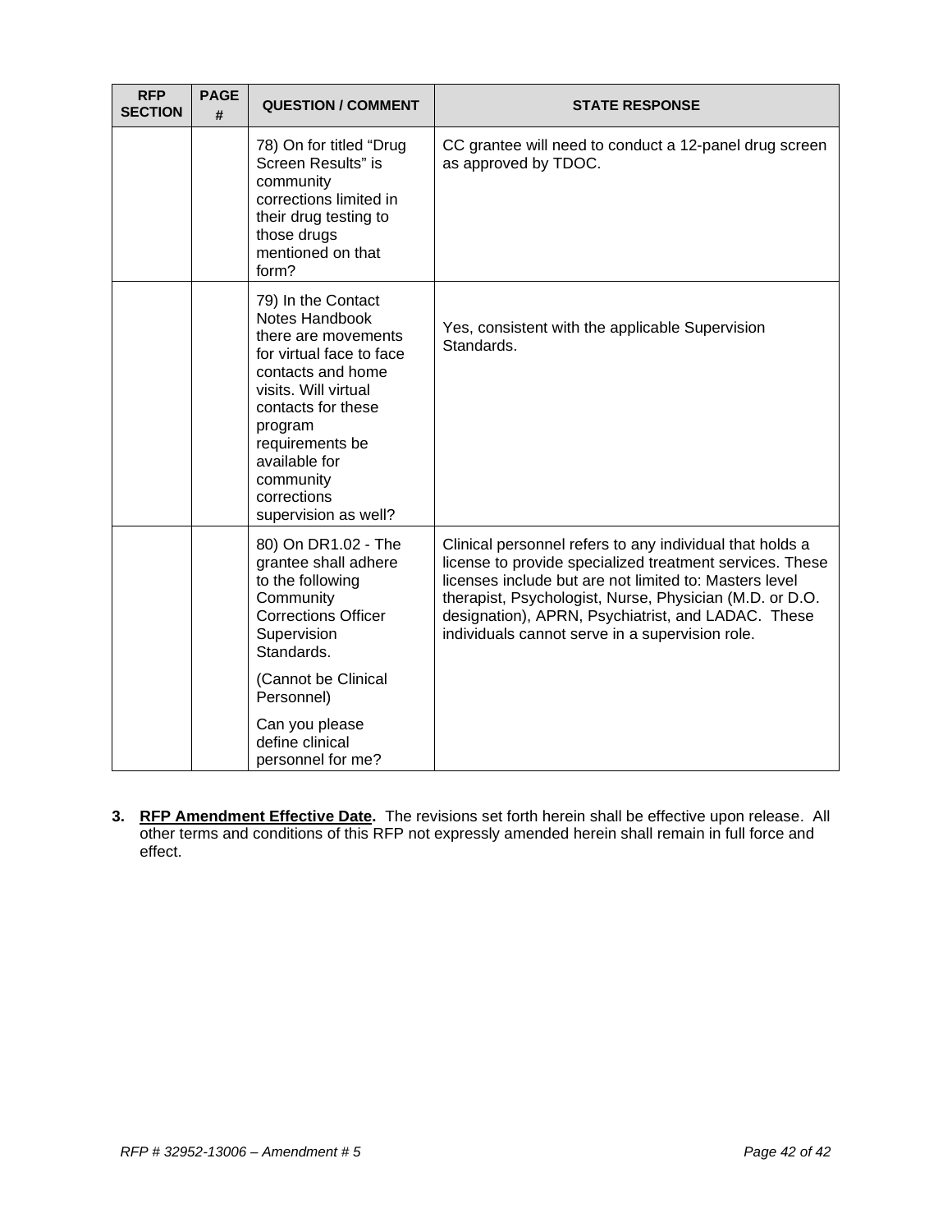| RFP SECTION | PAGE # | QUESTION / COMMENT | STATE RESPONSE |
|---|---|---|---|
| | | 78) On for titled “Drug Screen Results” is community corrections limited in their drug testing to those drugs mentioned on that form? | CC grantee will need to conduct a 12-panel drug screen as approved by TDOC. |
| | | 79) In the Contact Notes Handbook there are movements for virtual face to face contacts and home visits. Will virtual contacts for these program requirements be available for community corrections supervision as well? | Yes, consistent with the applicable Supervision Standards. |
| | | 80) On DR1.02 - The grantee shall adhere to the following Community Corrections Officer Supervision Standards. (Cannot be Clinical Personnel) Can you please define clinical personnel for me? | Clinical personnel refers to any individual that holds a license to provide specialized treatment services. These licenses include but are not limited to: Masters level therapist, Psychologist, Nurse, Physician (M.D. or D.O. designation), APRN, Psychiatrist, and LADAC. These individuals cannot serve in a supervision role. |

3. **RFP Amendment Effective Date.** The revisions set forth herein shall be effective upon release. All other terms and conditions of this RFP not expressly amended herein shall remain in full force and effect.